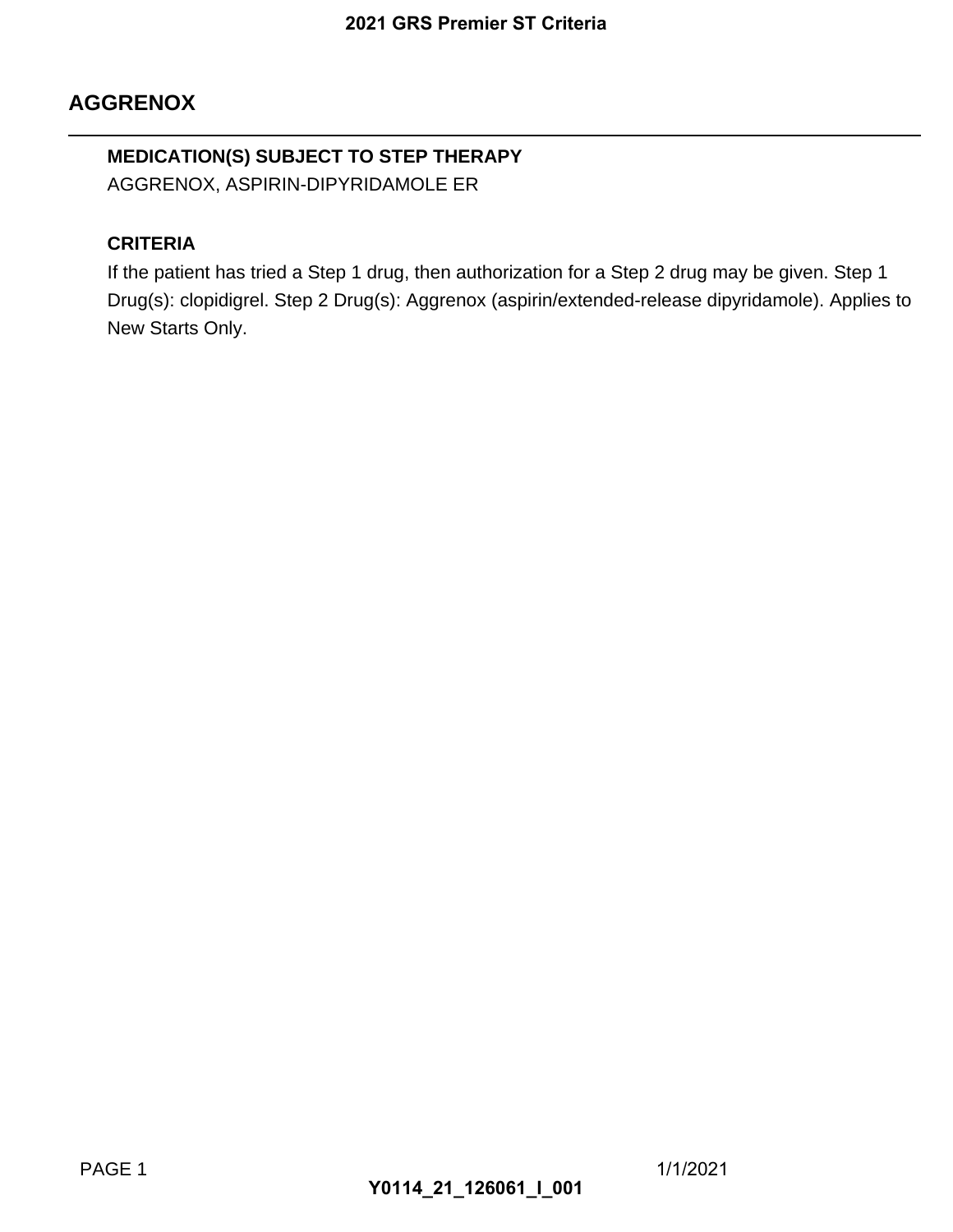## AGGRENOX

### MEDICATION(S) SUBJECT TO STEP THERAPY

AGGRENOX, ASPIRIN-DIPYRIDAMOLE ER

### CRITERIA

If the patient has tried a Step 1 drug, then authorization for a Step 2 drug may be given. Step 1 Drug(s): clopidigrel. Step 2 Drug(s): Aggrenox (aspirin/extended-release dipyridamole). Applies to New Starts Only.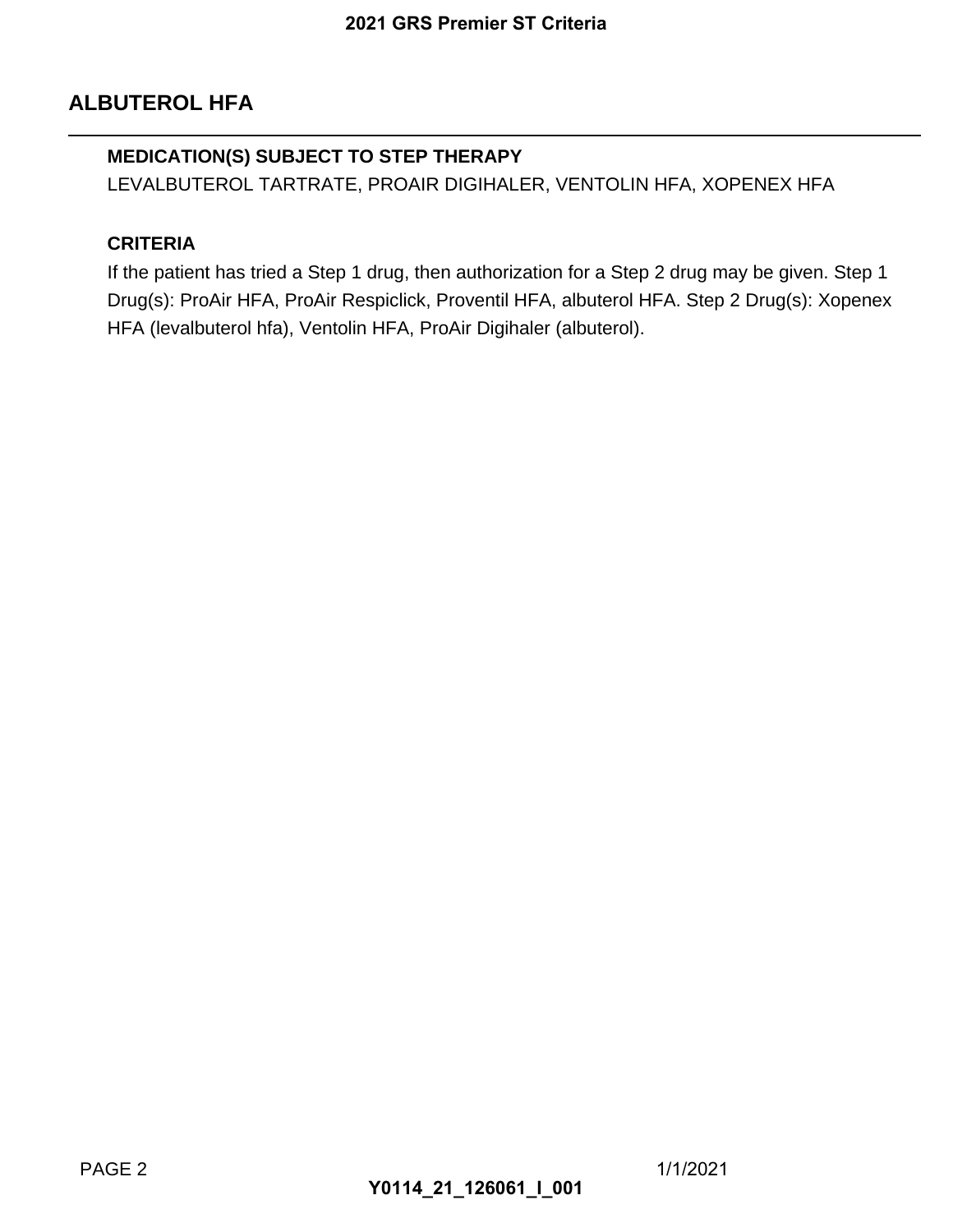## ALBUTEROL HFA

---

**MEDICATION(S) SUBJECT TO STEP THERAPY**

LEVALBUTEROL TARTRATE, PROAIR DIGIHALER, VENTOLIN HFA, XOPENEX HFA

**CRITERIA**

If the patient has tried a Step 1 drug, then authorization for a Step 2 drug may be given. Step 1 Drug(s): ProAir HFA, ProAir Respiclick, Proventil HFA, albuterol HFA. Step 2 Drug(s): Xopenex HFA (levalbuterol hfa), Ventolin HFA, ProAir Digihaler (albuterol).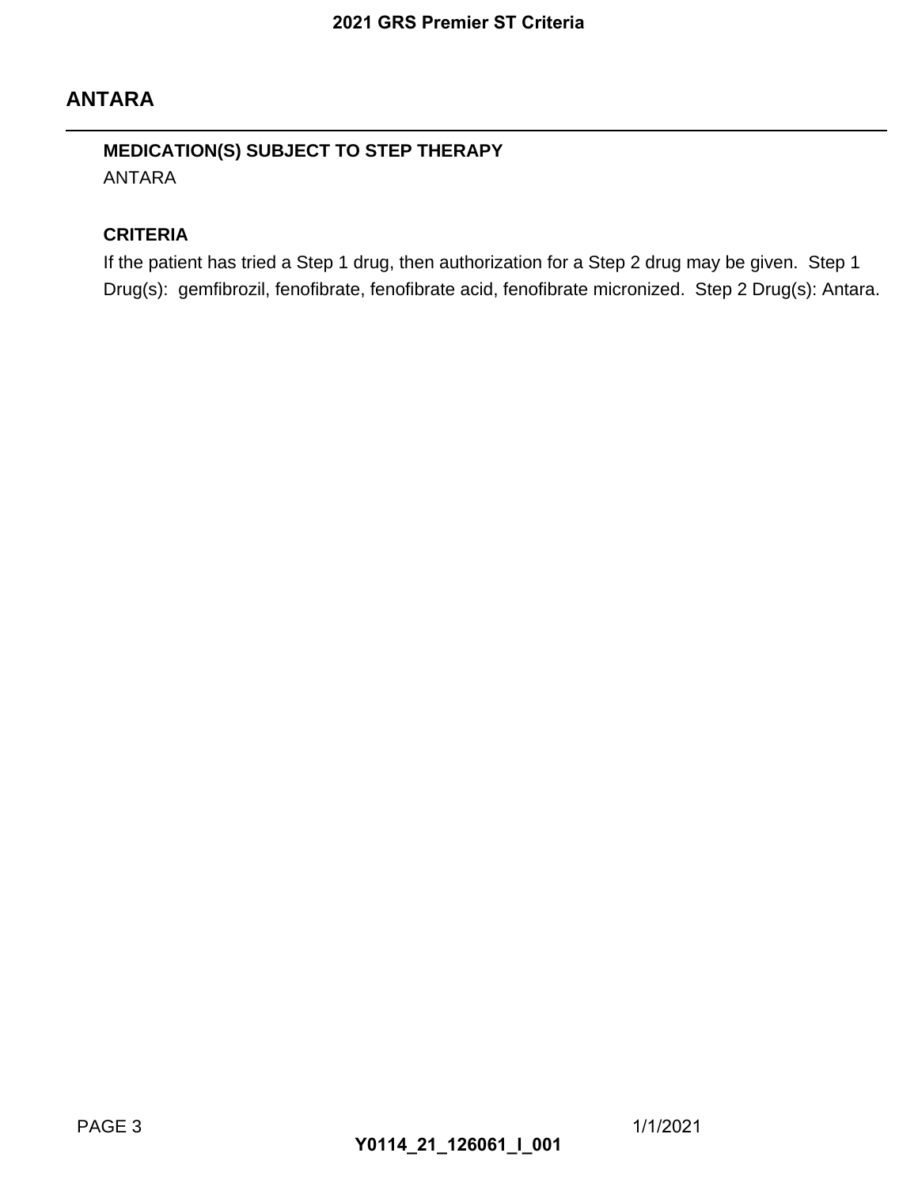## ANTARA

### MEDICATION(S) SUBJECT TO STEP THERAPY

ANTARA

### CRITERIA

If the patient has tried a Step 1 drug, then authorization for a Step 2 drug may be given. Step 1 Drug(s): gemfibrozil, fenofibrate, fenofibrate acid, fenofibrate micronized. Step 2 Drug(s): Antara.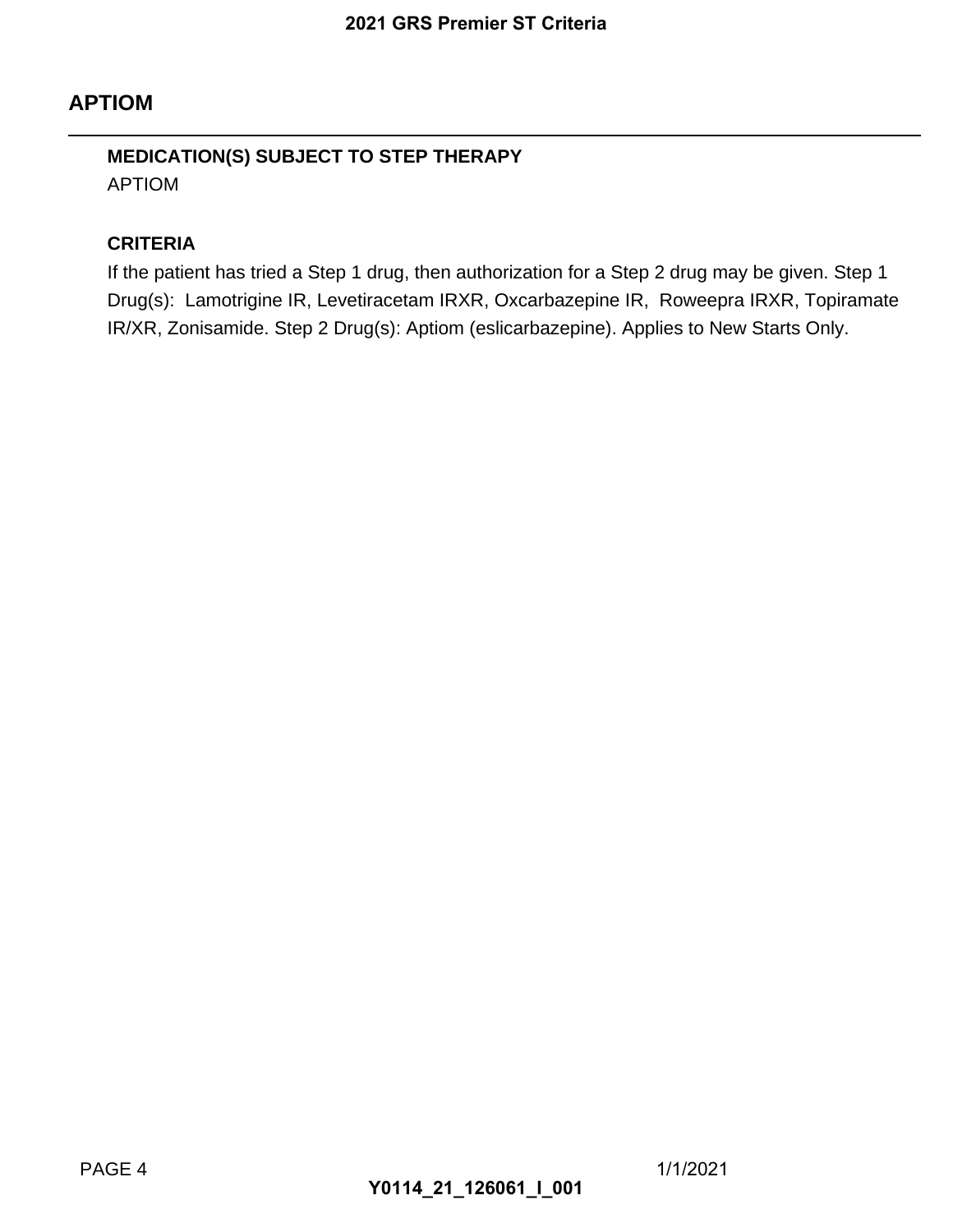## APTIOM

**MEDICATION(S) SUBJECT TO STEP THERAPY**

APTIOM

**CRITERIA**

If the patient has tried a Step 1 drug, then authorization for a Step 2 drug may be given. Step 1 Drug(s): Lamotrigine IR, Levetiracetam IRXR, Oxcarbazepine IR, Roweepra IRXR, Topiramate IR/XR, Zonisamide. Step 2 Drug(s): Aptiom (eslicarbazepine). Applies to New Starts Only.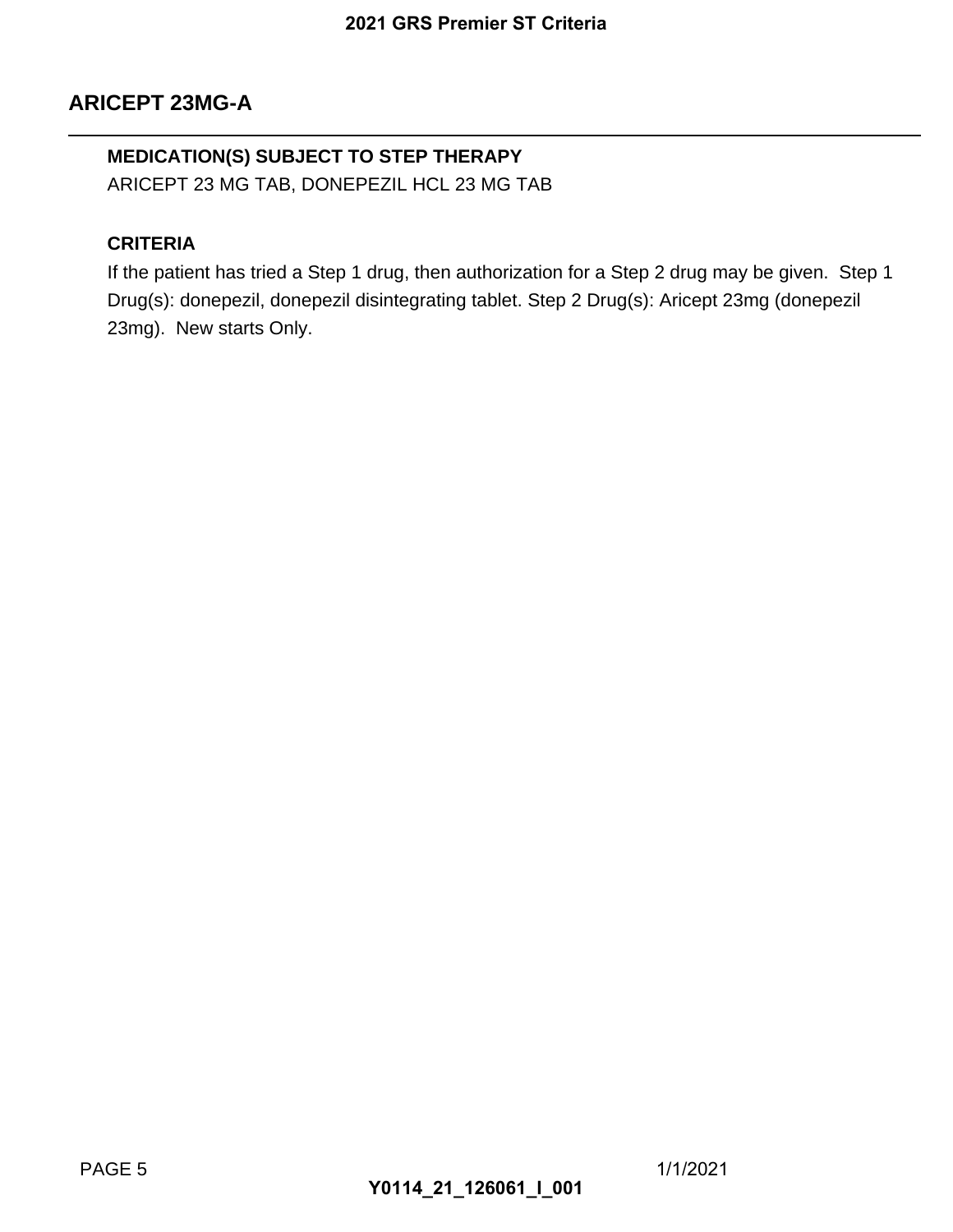## ARICEPT 23MG-A

**MEDICATION(S) SUBJECT TO STEP THERAPY**

ARICEPT 23 MG TAB, DONEPEZIL HCL 23 MG TAB

**CRITERIA**

If the patient has tried a Step 1 drug, then authorization for a Step 2 drug may be given. Step 1 Drug(s): donepezil, donepezil disintegrating tablet. Step 2 Drug(s): Aricept 23mg (donepezil 23mg). New starts Only.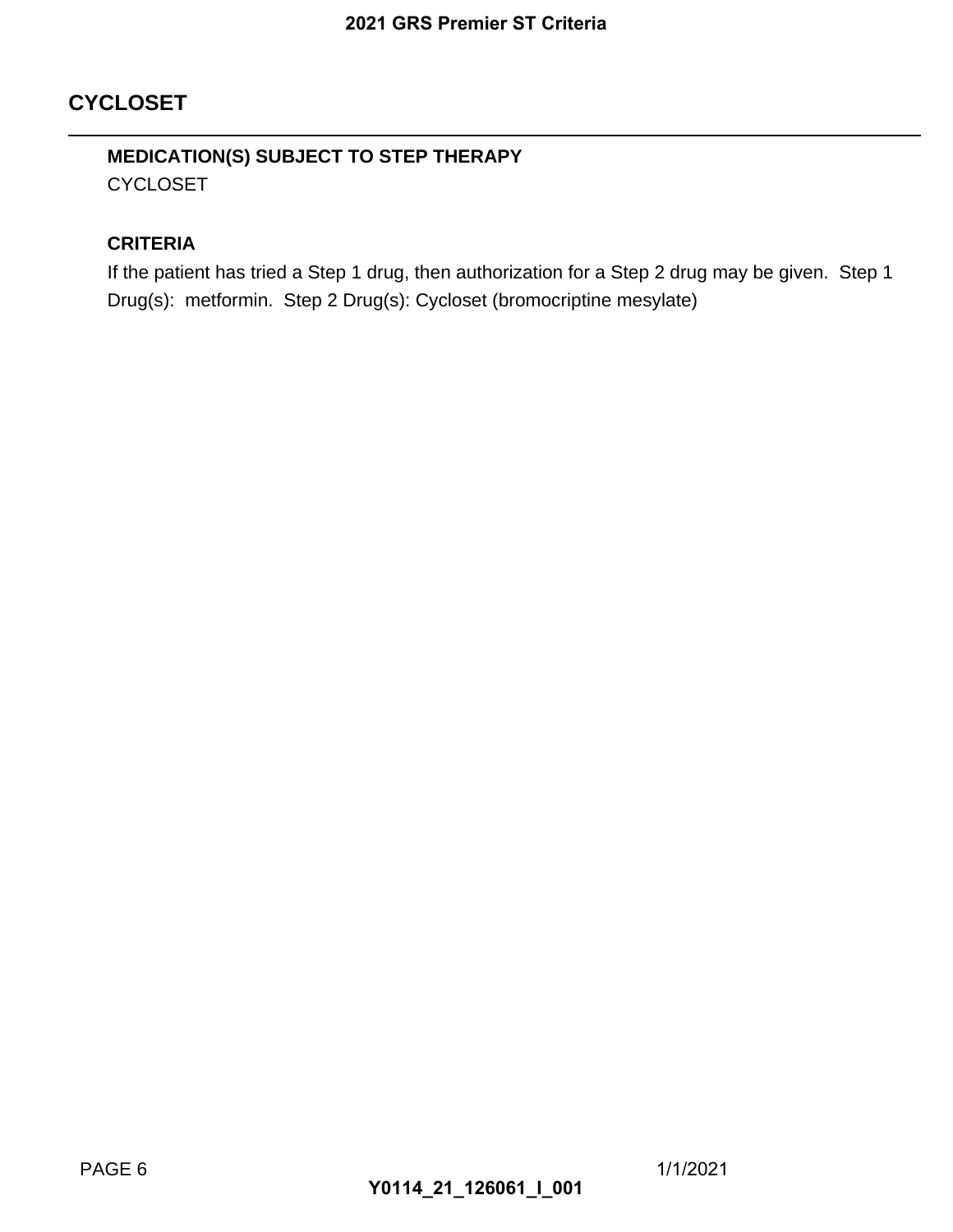## CYCLOSET

**MEDICATION(S) SUBJECT TO STEP THERAPY**

CYCLOSET

**CRITERIA**

If the patient has tried a Step 1 drug, then authorization for a Step 2 drug may be given. Step 1 Drug(s): metformin. Step 2 Drug(s): Cycloset (bromocriptine mesylate)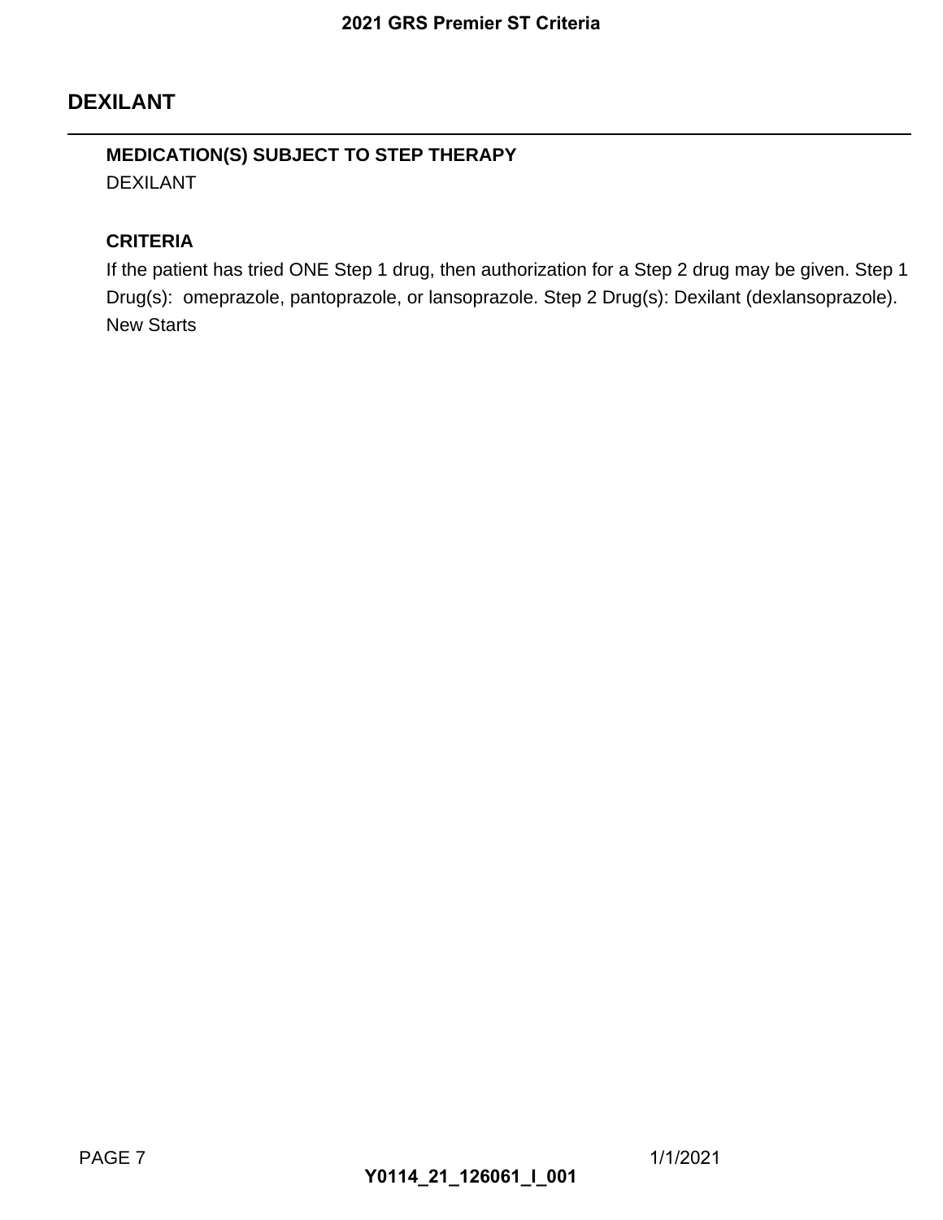## DEXILANT

**MEDICATION(S) SUBJECT TO STEP THERAPY**

DEXILANT

**CRITERIA**

If the patient has tried ONE Step 1 drug, then authorization for a Step 2 drug may be given. Step 1 Drug(s): omeprazole, pantoprazole, or lansoprazole. Step 2 Drug(s): Dexilant (dexlansoprazole). New Starts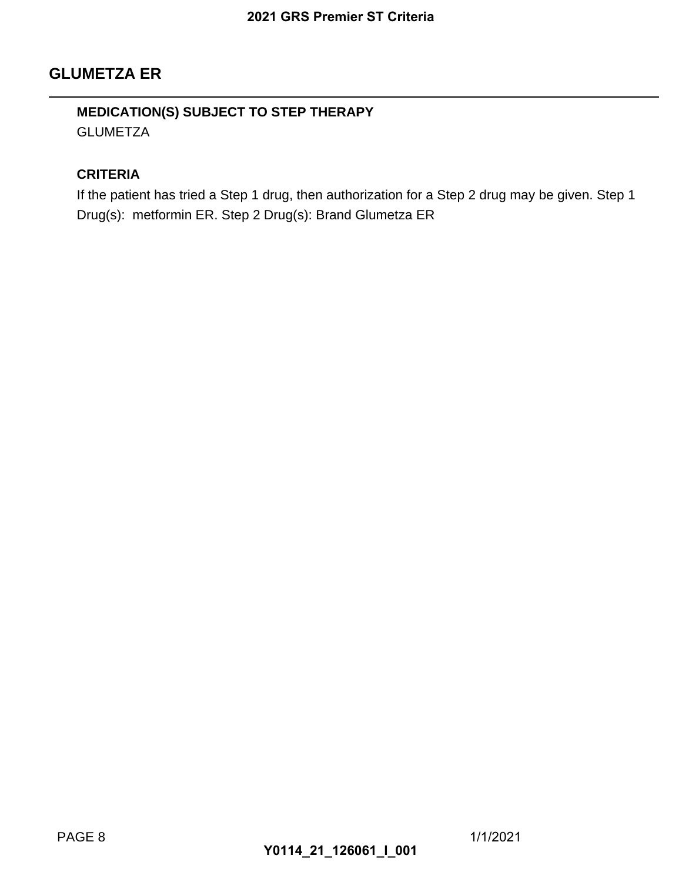## GLUMETZA ER

### MEDICATION(S) SUBJECT TO STEP THERAPY

GLUMETZA

### CRITERIA

If the patient has tried a Step 1 drug, then authorization for a Step 2 drug may be given. Step 1 Drug(s): metformin ER. Step 2 Drug(s): Brand Glumetza ER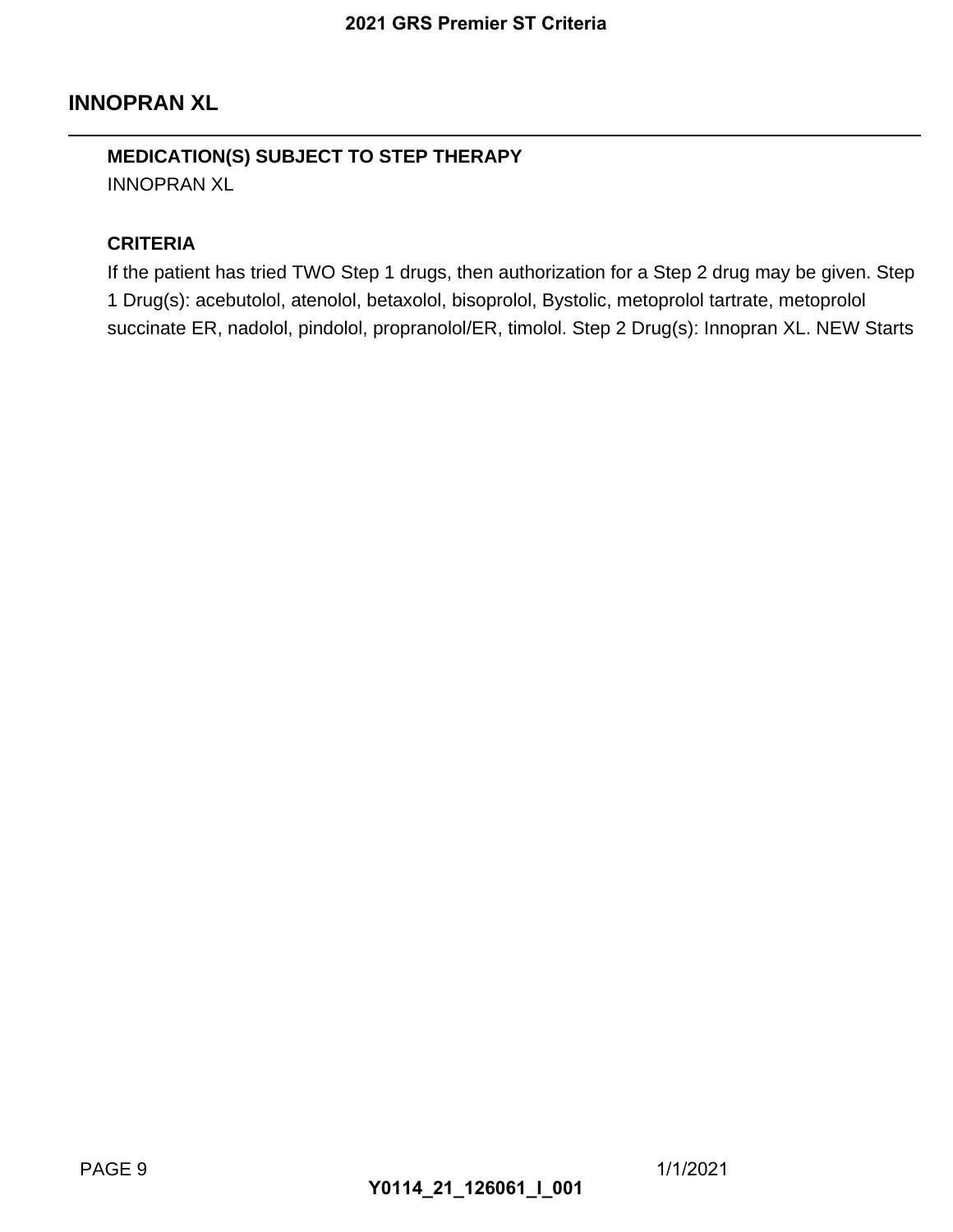## INNOPRAN XL

**MEDICATION(S) SUBJECT TO STEP THERAPY**

INNOPRAN XL

**CRITERIA**

If the patient has tried TWO Step 1 drugs, then authorization for a Step 2 drug may be given. Step 1 Drug(s): acebutolol, atenolol, betaxolol, bisoprolol, Bystolic, metoprolol tartrate, metoprolol succinate ER, nadolol, pindolol, propranolol/ER, timolol. Step 2 Drug(s): Innopran XL. NEW Starts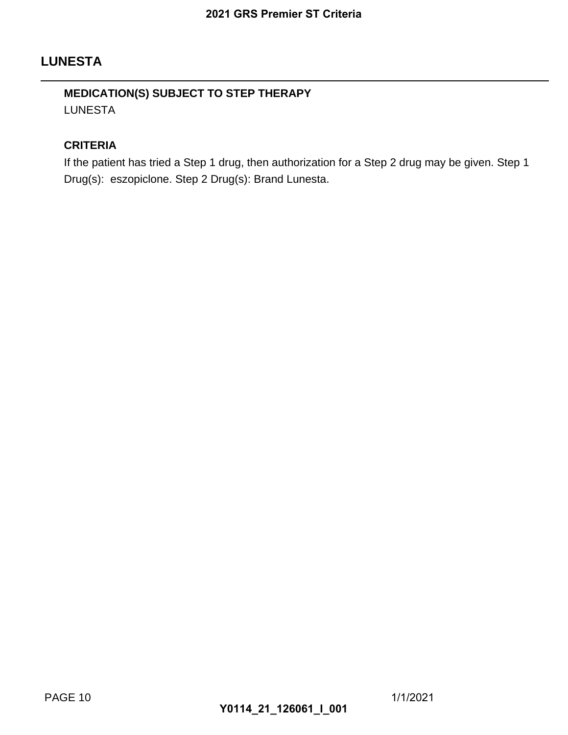## LUNESTA

**MEDICATION(S) SUBJECT TO STEP THERAPY**

LUNESTA

**CRITERIA**

If the patient has tried a Step 1 drug, then authorization for a Step 2 drug may be given. Step 1 Drug(s): eszopiclone. Step 2 Drug(s): Brand Lunesta.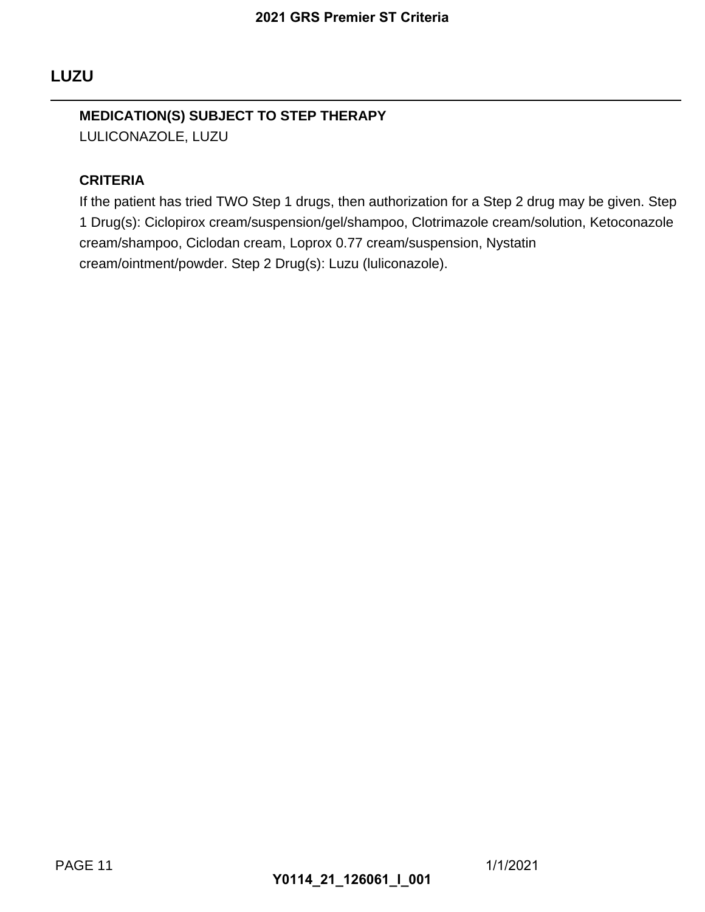## LUZU

**MEDICATION(S) SUBJECT TO STEP THERAPY**

LULICONAZOLE, LUZU

**CRITERIA**

If the patient has tried TWO Step 1 drugs, then authorization for a Step 2 drug may be given. Step 1 Drug(s): Ciclopirox cream/suspension/gel/shampoo, Clotrimazole cream/solution, Ketoconazole cream/shampoo, Ciclodan cream, Loprox 0.77 cream/suspension, Nystatin cream/ointment/powder. Step 2 Drug(s): Luzu (luliconazole).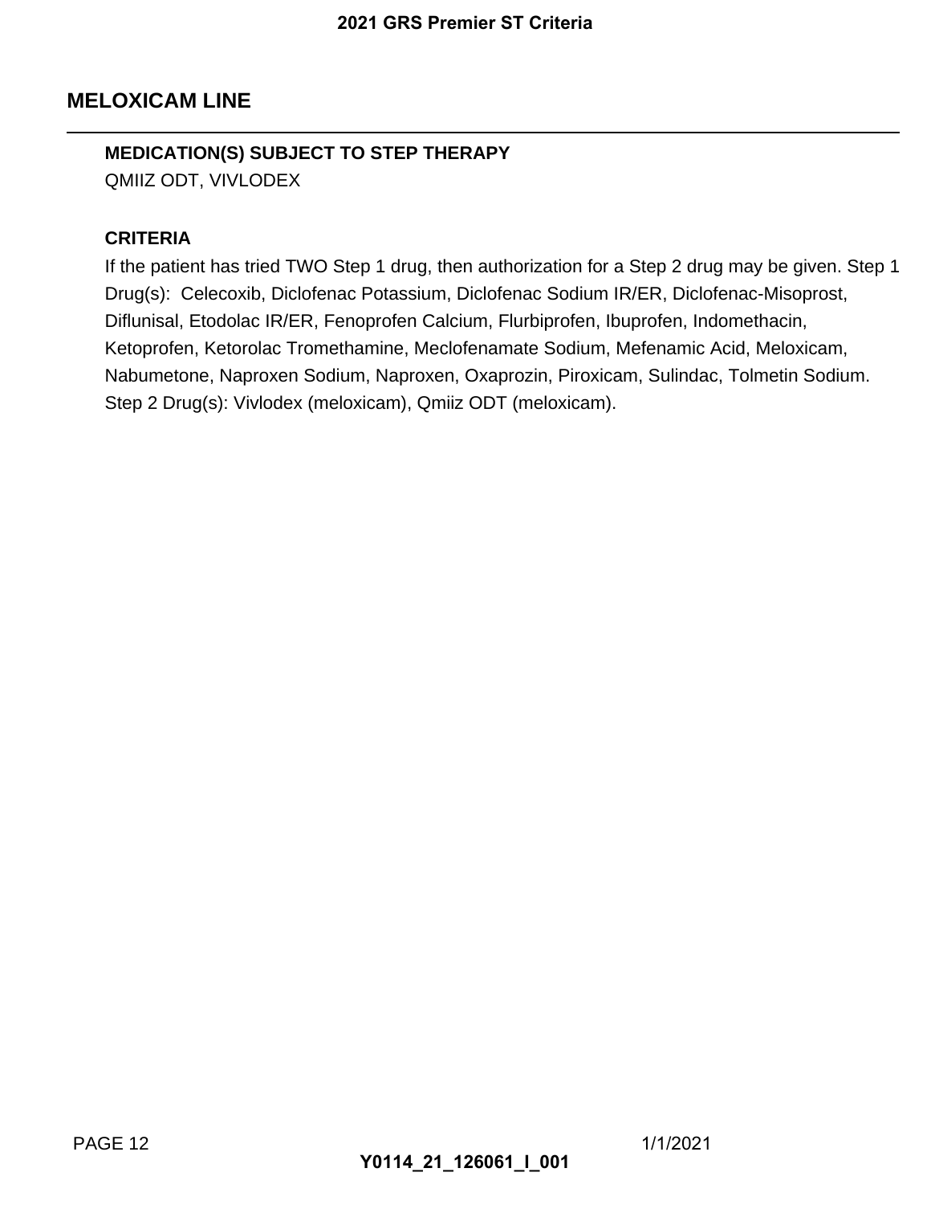## MELOXICAM LINE

**MEDICATION(S) SUBJECT TO STEP THERAPY**

QMIIZ ODT, VIVLODEX

**CRITERIA**

If the patient has tried TWO Step 1 drug, then authorization for a Step 2 drug may be given. Step 1 Drug(s): Celecoxib, Diclofenac Potassium, Diclofenac Sodium IR/ER, Diclofenac-Misoprost, Diflunisal, Etodolac IR/ER, Fenoprofen Calcium, Flurbiprofen, Ibuprofen, Indomethacin, Ketoprofen, Ketorolac Tromethamine, Meclofenamate Sodium, Mefenamic Acid, Meloxicam, Nabumetone, Naproxen Sodium, Naproxen, Oxaprozin, Piroxicam, Sulindac, Tolmetin Sodium. Step 2 Drug(s): Vivlodex (meloxicam), Qmiiz ODT (meloxicam).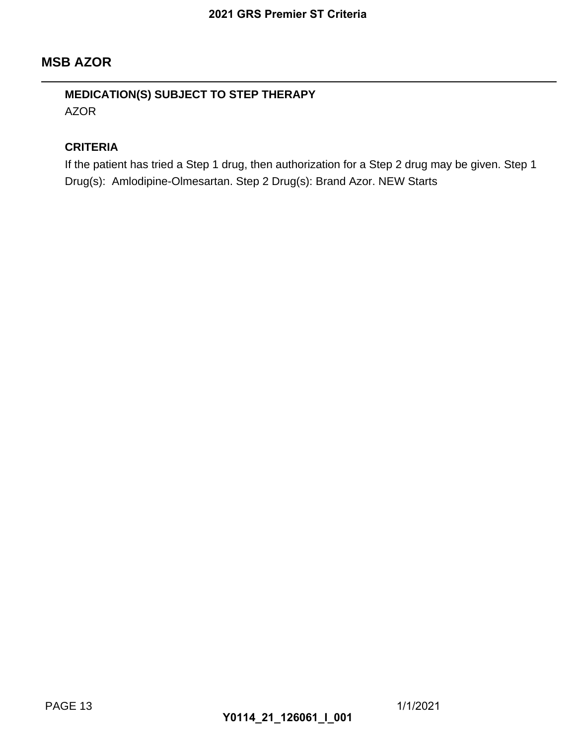## MSB AZOR

**MEDICATION(S) SUBJECT TO STEP THERAPY**

AZOR

**CRITERIA**

If the patient has tried a Step 1 drug, then authorization for a Step 2 drug may be given. Step 1 Drug(s):  Amlodipine-Olmesartan. Step 2 Drug(s): Brand Azor. NEW Starts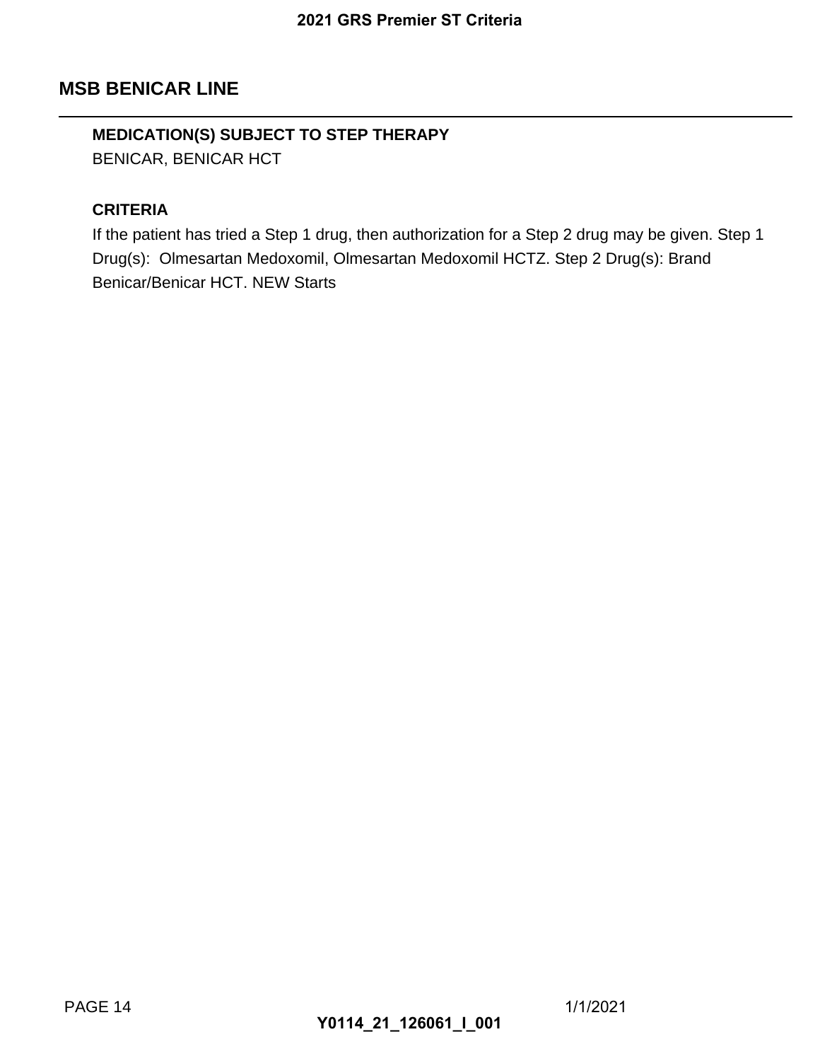## MSB BENICAR LINE

**MEDICATION(S) SUBJECT TO STEP THERAPY**

BENICAR, BENICAR HCT

**CRITERIA**

If the patient has tried a Step 1 drug, then authorization for a Step 2 drug may be given. Step 1 Drug(s): Olmesartan Medoxomil, Olmesartan Medoxomil HCTZ. Step 2 Drug(s): Brand Benicar/Benicar HCT. NEW Starts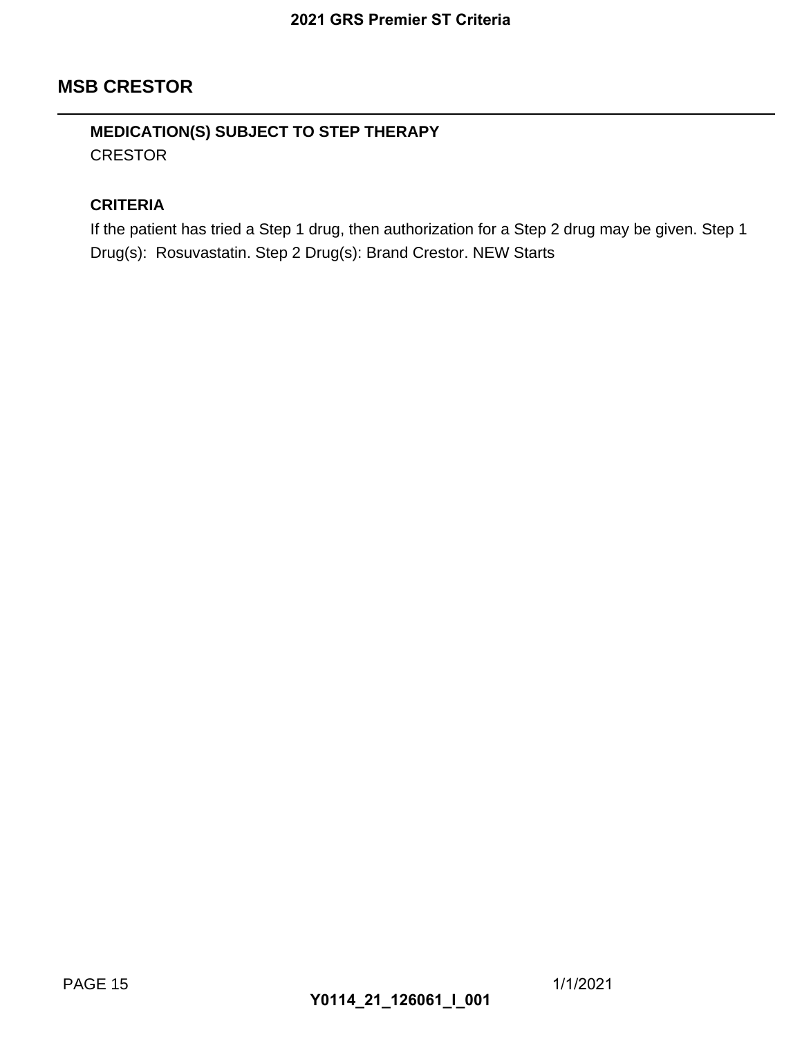## MSB CRESTOR

**MEDICATION(S) SUBJECT TO STEP THERAPY**

CRESTOR

**CRITERIA**

If the patient has tried a Step 1 drug, then authorization for a Step 2 drug may be given. Step 1 Drug(s): Rosuvastatin. Step 2 Drug(s): Brand Crestor. NEW Starts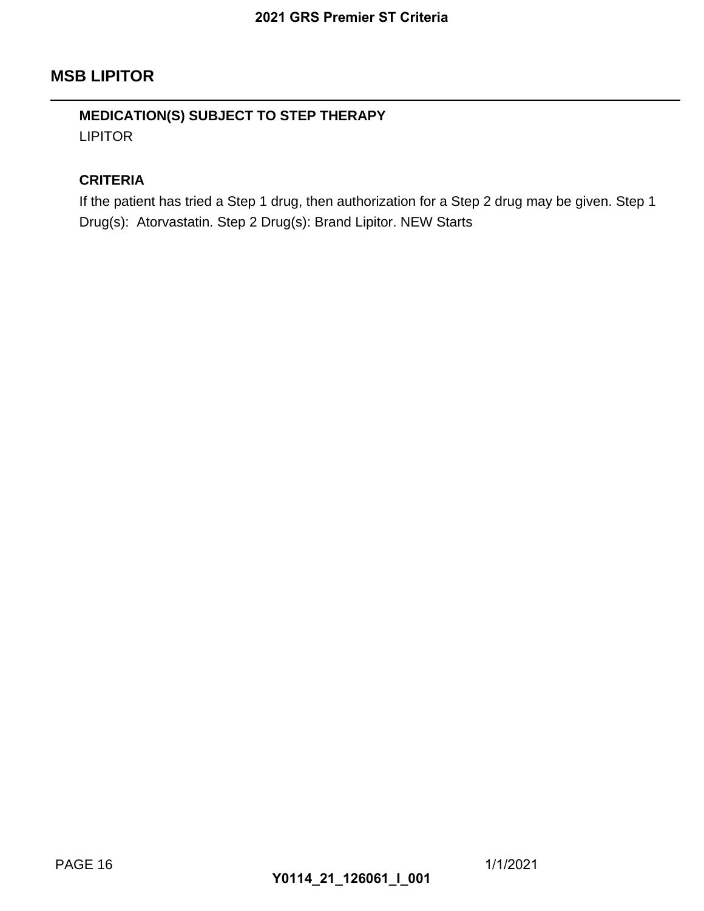## MSB LIPITOR

**MEDICATION(S) SUBJECT TO STEP THERAPY**

LIPITOR

**CRITERIA**

If the patient has tried a Step 1 drug, then authorization for a Step 2 drug may be given. Step 1 Drug(s):  Atorvastatin. Step 2 Drug(s): Brand Lipitor. NEW Starts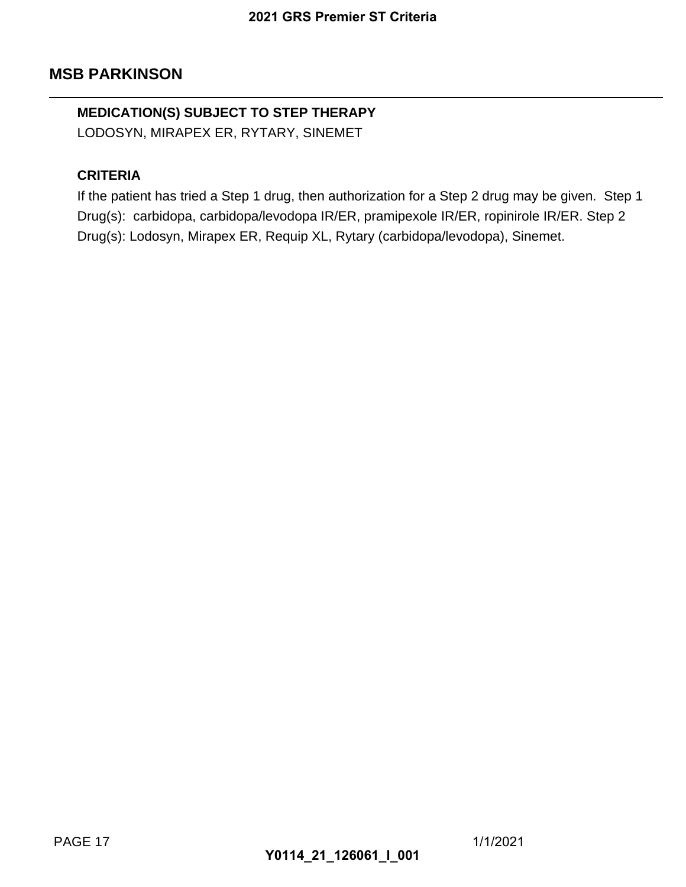## MSB PARKINSON

**MEDICATION(S) SUBJECT TO STEP THERAPY**

LODOSYN, MIRAPEX ER, RYTARY, SINEMET

**CRITERIA**

If the patient has tried a Step 1 drug, then authorization for a Step 2 drug may be given. Step 1 Drug(s): carbidopa, carbidopa/levodopa IR/ER, pramipexole IR/ER, ropinirole IR/ER. Step 2 Drug(s): Lodosyn, Mirapex ER, Requip XL, Rytary (carbidopa/levodopa), Sinemet.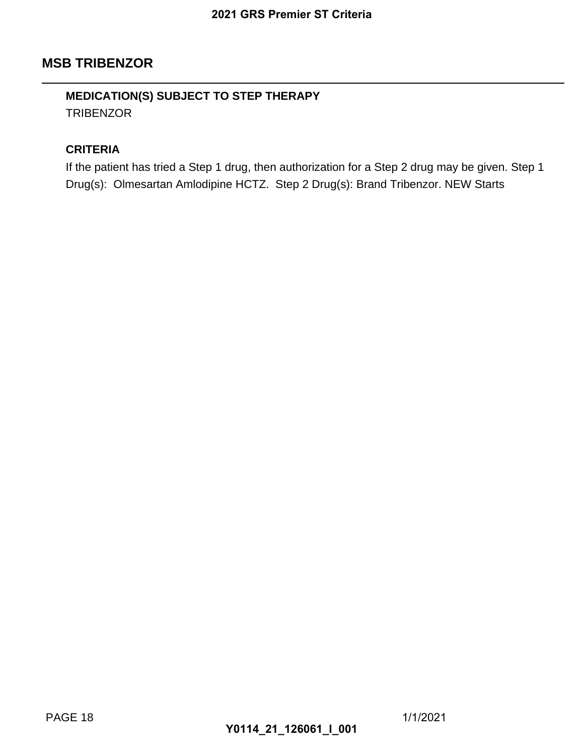## MSB TRIBENZOR

**MEDICATION(S) SUBJECT TO STEP THERAPY**

TRIBENZOR

**CRITERIA**

If the patient has tried a Step 1 drug, then authorization for a Step 2 drug may be given. Step 1 Drug(s): Olmesartan Amlodipine HCTZ. Step 2 Drug(s): Brand Tribenzor. NEW Starts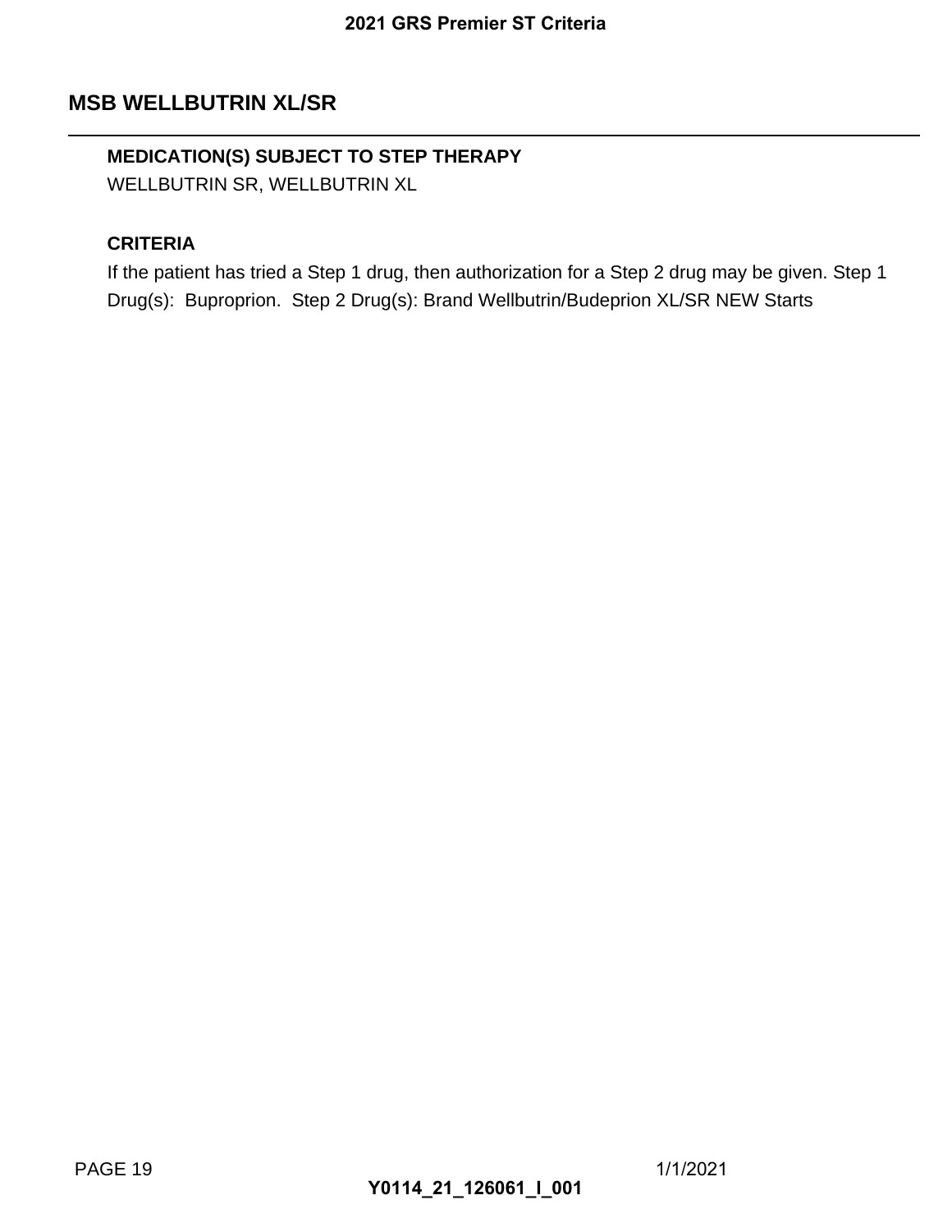## MSB WELLBUTRIN XL/SR

**MEDICATION(S) SUBJECT TO STEP THERAPY**

WELLBUTRIN SR, WELLBUTRIN XL

**CRITERIA**

If the patient has tried a Step 1 drug, then authorization for a Step 2 drug may be given. Step 1 Drug(s): Buproprion. Step 2 Drug(s): Brand Wellbutrin/Budeprion XL/SR NEW Starts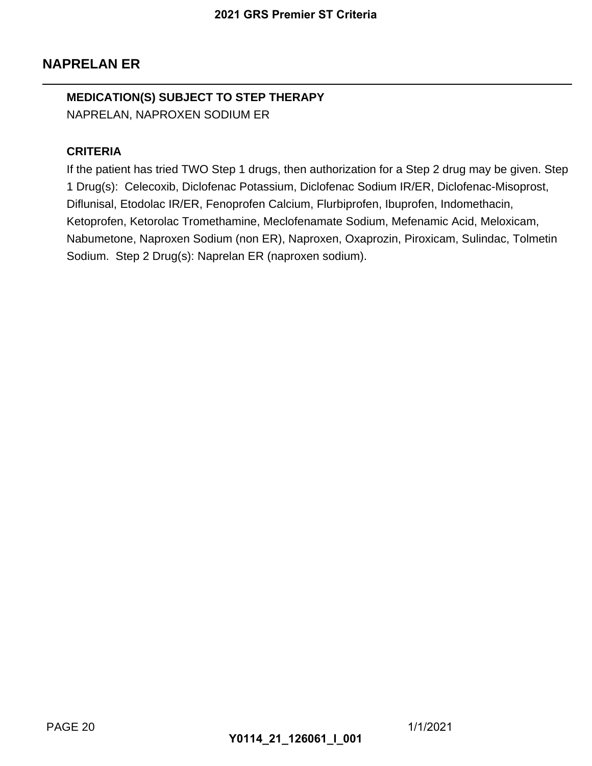## NAPRELAN ER

**MEDICATION(S) SUBJECT TO STEP THERAPY**

NAPRELAN, NAPROXEN SODIUM ER

**CRITERIA**

If the patient has tried TWO Step 1 drugs, then authorization for a Step 2 drug may be given. Step 1 Drug(s): Celecoxib, Diclofenac Potassium, Diclofenac Sodium IR/ER, Diclofenac-Misoprost, Diflunisal, Etodolac IR/ER, Fenoprofen Calcium, Flurbiprofen, Ibuprofen, Indomethacin, Ketoprofen, Ketorolac Tromethamine, Meclofenamate Sodium, Mefenamic Acid, Meloxicam, Nabumetone, Naproxen Sodium (non ER), Naproxen, Oxaprozin, Piroxicam, Sulindac, Tolmetin Sodium. Step 2 Drug(s): Naprelan ER (naproxen sodium).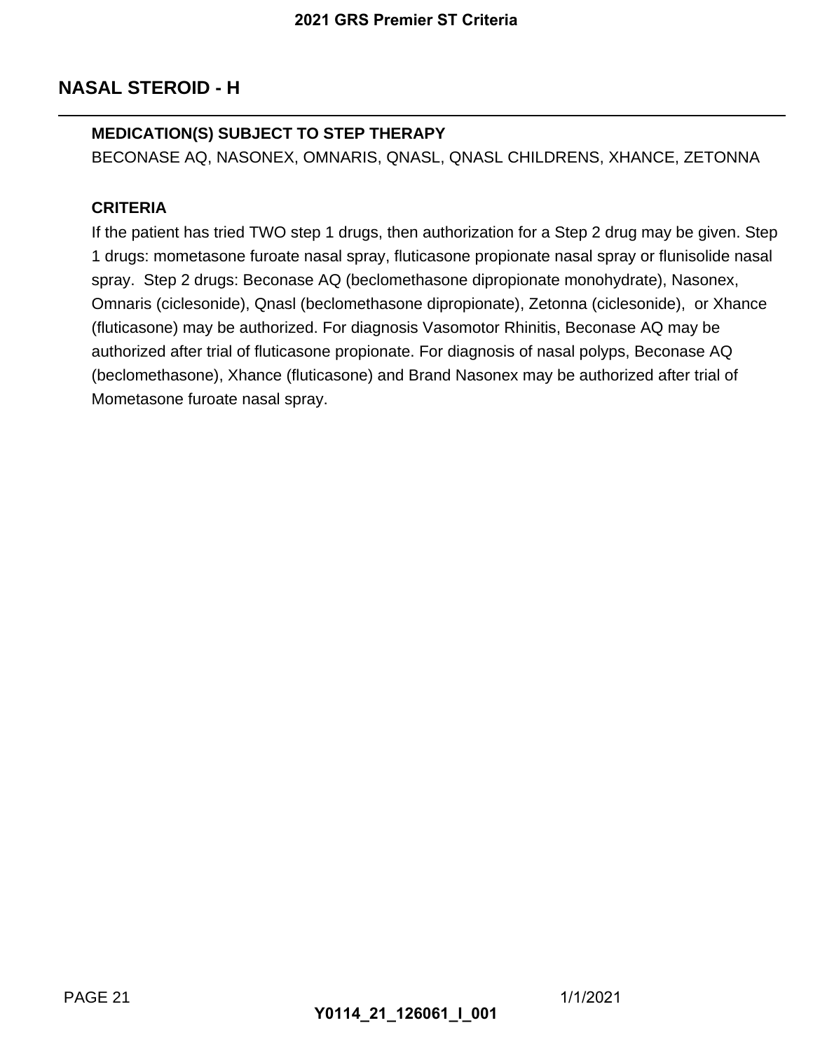## NASAL STEROID - H

**MEDICATION(S) SUBJECT TO STEP THERAPY**

BECONASE AQ, NASONEX, OMNARIS, QNASL, QNASL CHILDRENS, XHANCE, ZETONNA

**CRITERIA**

If the patient has tried TWO step 1 drugs, then authorization for a Step 2 drug may be given. Step 1 drugs: mometasone furoate nasal spray, fluticasone propionate nasal spray or flunisolide nasal spray.  Step 2 drugs: Beconase AQ (beclomethasone dipropionate monohydrate), Nasonex, Omnaris (ciclesonide), Qnasl (beclomethasone dipropionate), Zetonna (ciclesonide),  or Xhance (fluticasone) may be authorized. For diagnosis Vasomotor Rhinitis, Beconase AQ may be authorized after trial of fluticasone propionate. For diagnosis of nasal polyps, Beconase AQ (beclomethasone), Xhance (fluticasone) and Brand Nasonex may be authorized after trial of Mometasone furoate nasal spray.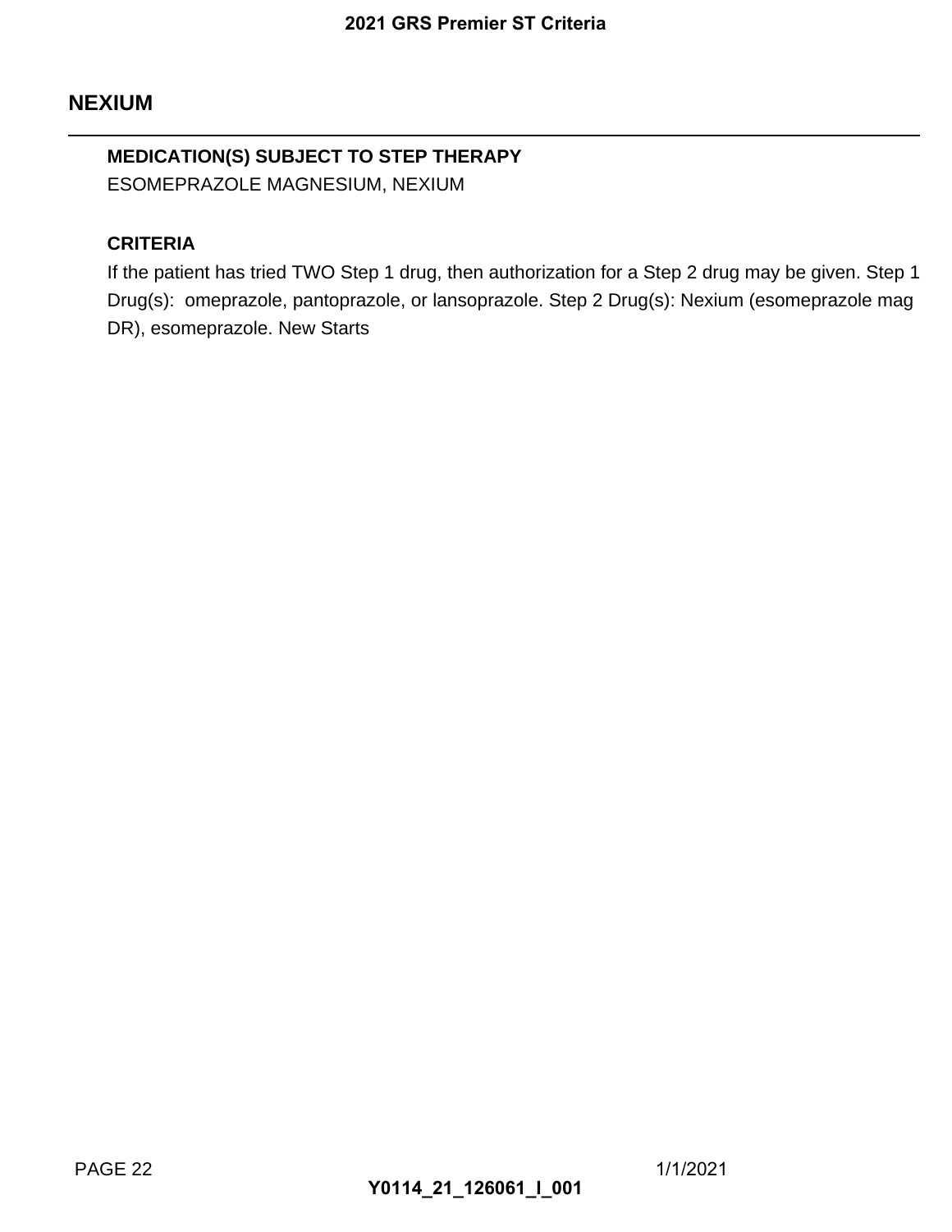## NEXIUM

**MEDICATION(S) SUBJECT TO STEP THERAPY**

ESOMEPRAZOLE MAGNESIUM, NEXIUM

**CRITERIA**

If the patient has tried TWO Step 1 drug, then authorization for a Step 2 drug may be given. Step 1 Drug(s): omeprazole, pantoprazole, or lansoprazole. Step 2 Drug(s): Nexium (esomeprazole mag DR), esomeprazole. New Starts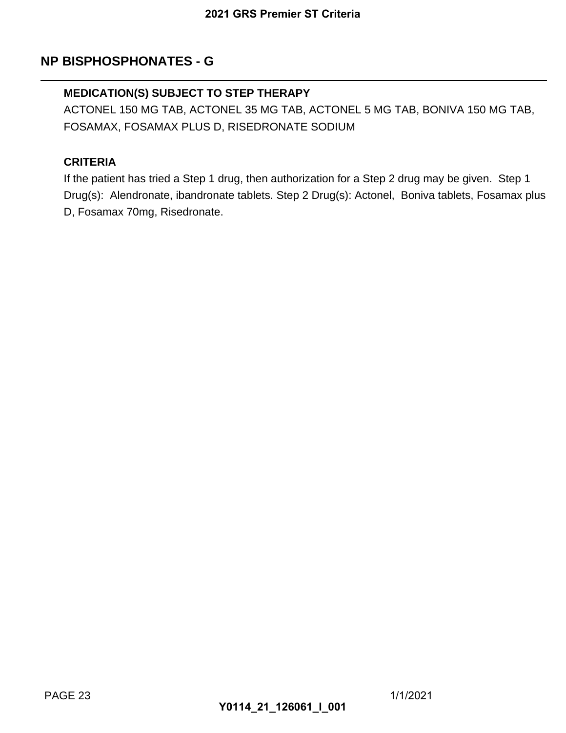## NP BISPHOSPHONATES - G

### MEDICATION(S) SUBJECT TO STEP THERAPY

ACTONEL 150 MG TAB, ACTONEL 35 MG TAB, ACTONEL 5 MG TAB, BONIVA 150 MG TAB, FOSAMAX, FOSAMAX PLUS D, RISEDRONATE SODIUM

### CRITERIA

If the patient has tried a Step 1 drug, then authorization for a Step 2 drug may be given. Step 1 Drug(s): Alendronate, ibandronate tablets. Step 2 Drug(s): Actonel, Boniva tablets, Fosamax plus D, Fosamax 70mg, Risedronate.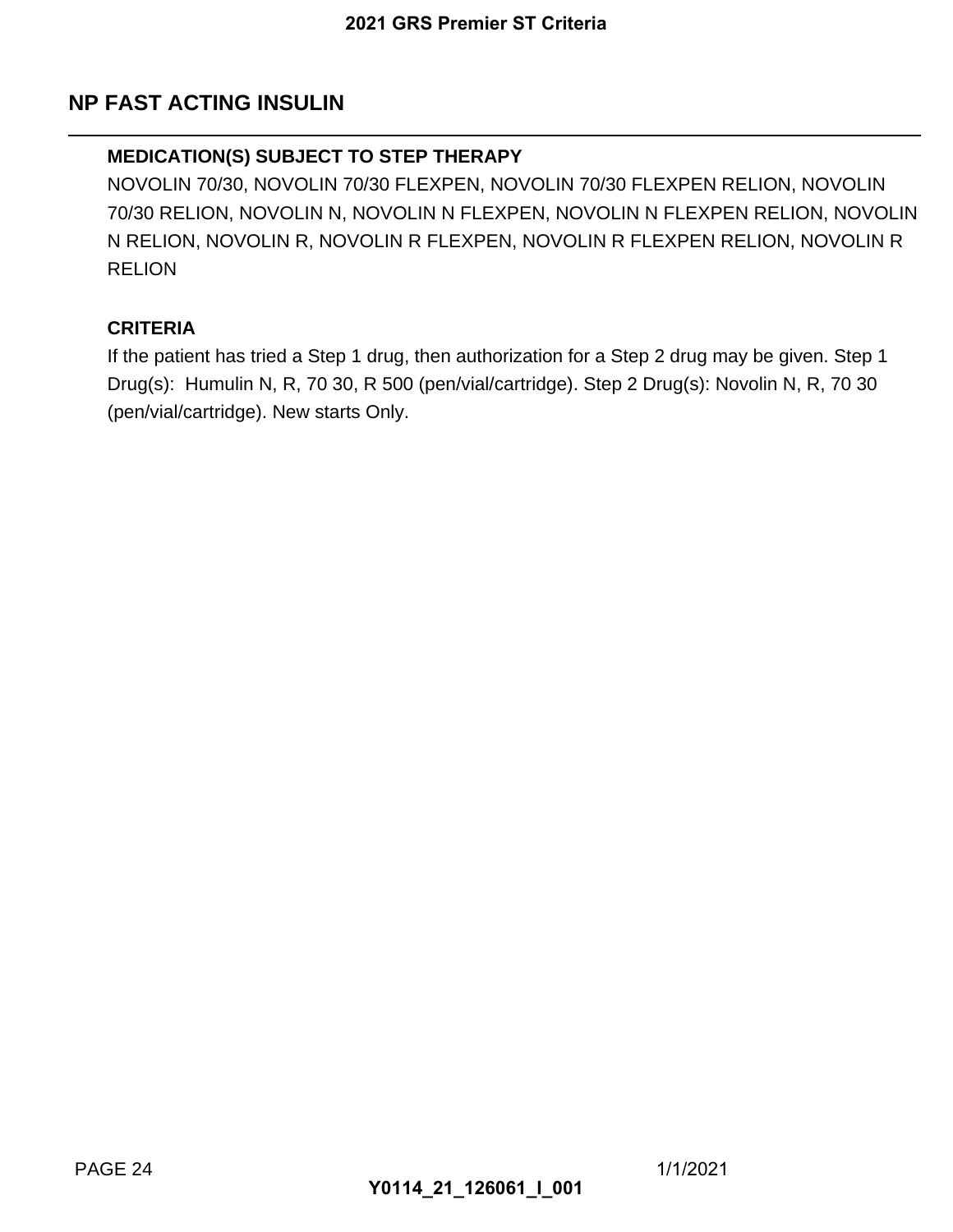## NP FAST ACTING INSULIN

---

**MEDICATION(S) SUBJECT TO STEP THERAPY**

NOVOLIN 70/30, NOVOLIN 70/30 FLEXPEN, NOVOLIN 70/30 FLEXPEN RELION, NOVOLIN 70/30 RELION, NOVOLIN N, NOVOLIN N FLEXPEN, NOVOLIN N FLEXPEN RELION, NOVOLIN N RELION, NOVOLIN R, NOVOLIN R FLEXPEN, NOVOLIN R FLEXPEN RELION, NOVOLIN R RELION

**CRITERIA**

If the patient has tried a Step 1 drug, then authorization for a Step 2 drug may be given. Step 1 Drug(s): Humulin N, R, 70 30, R 500 (pen/vial/cartridge). Step 2 Drug(s): Novolin N, R, 70 30 (pen/vial/cartridge). New starts Only.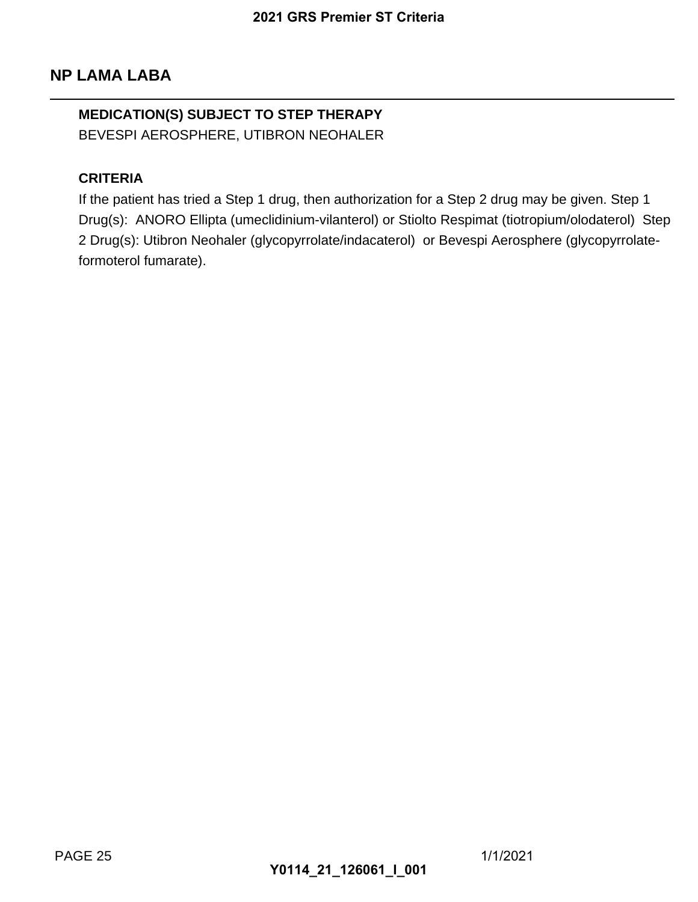## NP LAMA LABA

**MEDICATION(S) SUBJECT TO STEP THERAPY**

BEVESPI AEROSPHERE, UTIBRON NEOHALER

**CRITERIA**

If the patient has tried a Step 1 drug, then authorization for a Step 2 drug may be given. Step 1 Drug(s): ANORO Ellipta (umeclidinium-vilanterol) or Stiolto Respimat (tiotropium/olodaterol) Step 2 Drug(s): Utibron Neohaler (glycopyrrolate/indacaterol) or Bevespi Aerosphere (glycopyrrolate-formoterol fumarate).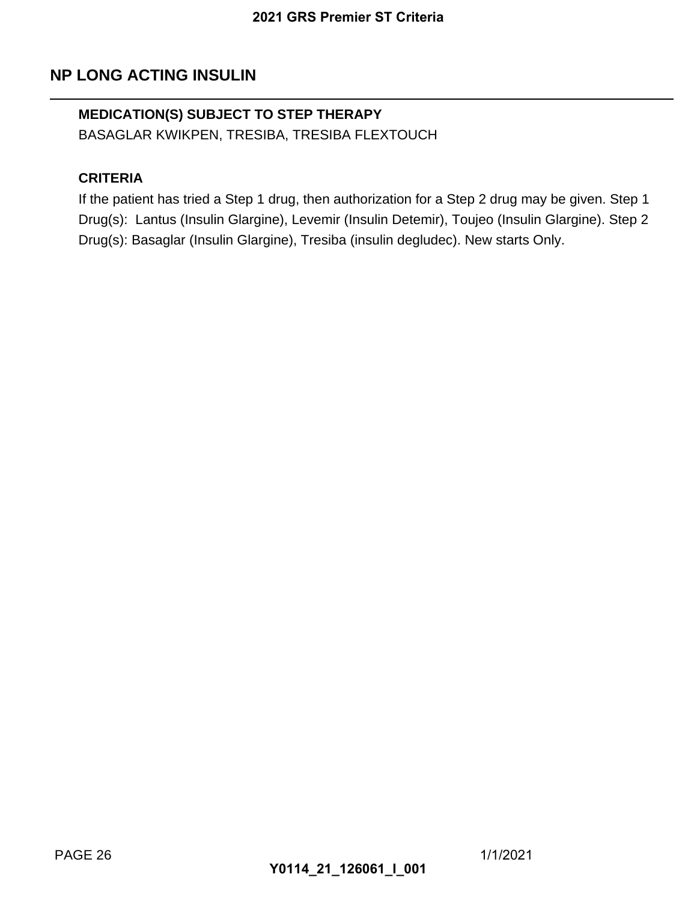## NP LONG ACTING INSULIN

**MEDICATION(S) SUBJECT TO STEP THERAPY**

BASAGLAR KWIKPEN, TRESIBA, TRESIBA FLEXTOUCH

**CRITERIA**

If the patient has tried a Step 1 drug, then authorization for a Step 2 drug may be given. Step 1 Drug(s): Lantus (Insulin Glargine), Levemir (Insulin Detemir), Toujeo (Insulin Glargine). Step 2 Drug(s): Basaglar (Insulin Glargine), Tresiba (insulin degludec). New starts Only.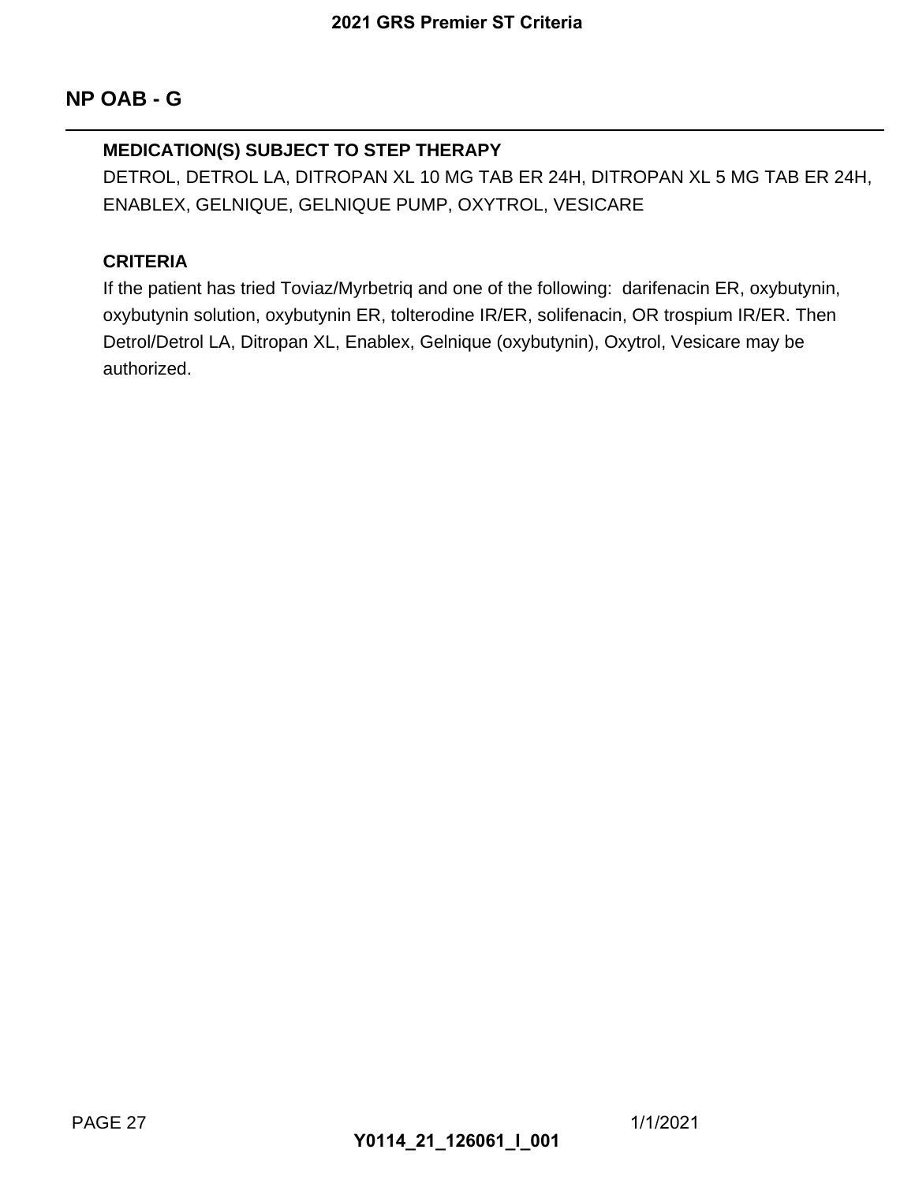## NP OAB - G

**MEDICATION(S) SUBJECT TO STEP THERAPY**

DETROL, DETROL LA, DITROPAN XL 10 MG TAB ER 24H, DITROPAN XL 5 MG TAB ER 24H, ENABLEX, GELNIQUE, GELNIQUE PUMP, OXYTROL, VESICARE

**CRITERIA**

If the patient has tried Toviaz/Myrbetriq and one of the following: darifenacin ER, oxybutynin, oxybutynin solution, oxybutynin ER, tolterodine IR/ER, solifenacin, OR trospium IR/ER. Then Detrol/Detrol LA, Ditropan XL, Enablex, Gelnique (oxybutynin), Oxytrol, Vesicare may be authorized.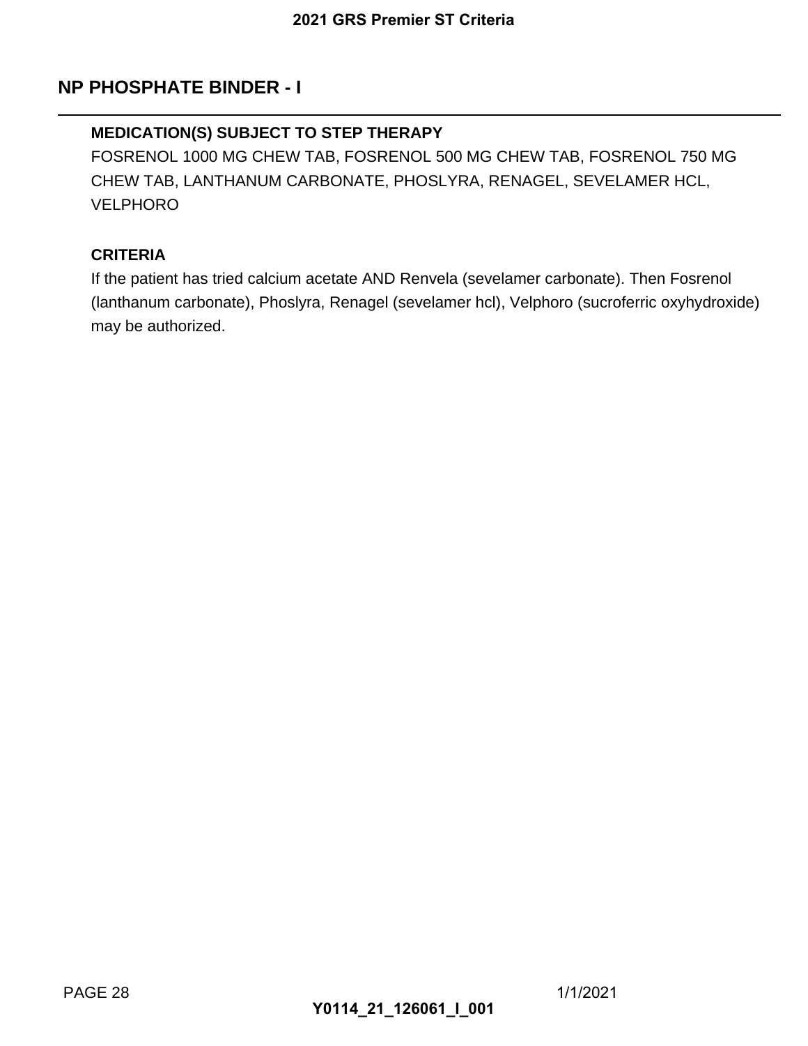## NP PHOSPHATE BINDER - I

### MEDICATION(S) SUBJECT TO STEP THERAPY

FOSRENOL 1000 MG CHEW TAB, FOSRENOL 500 MG CHEW TAB, FOSRENOL 750 MG CHEW TAB, LANTHANUM CARBONATE, PHOSLYRA, RENAGEL, SEVELAMER HCL, VELPHORO

### CRITERIA

If the patient has tried calcium acetate AND Renvela (sevelamer carbonate). Then Fosrenol (lanthanum carbonate), Phoslyra, Renagel (sevelamer hcl), Velphoro (sucroferric oxyhydroxide) may be authorized.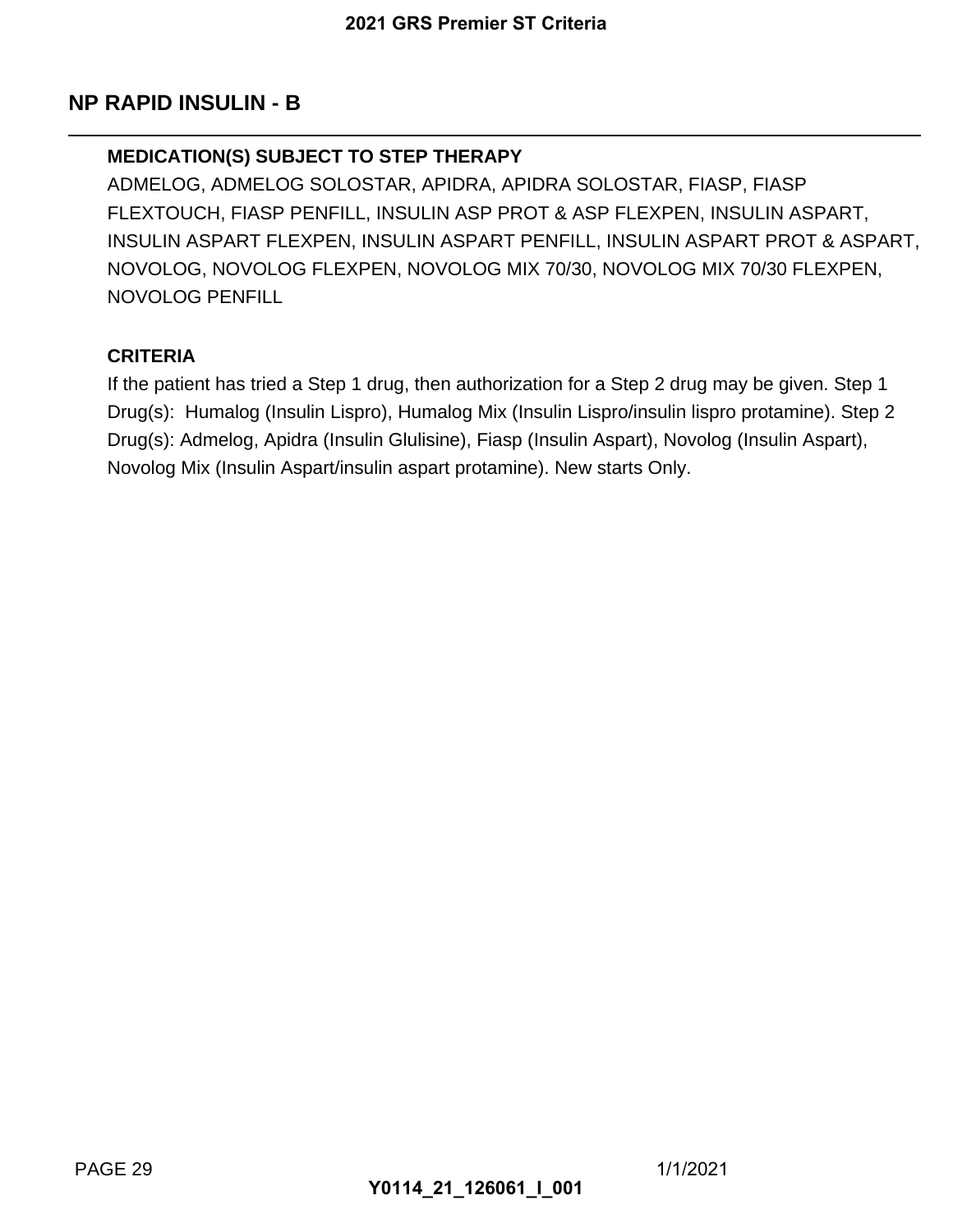## NP RAPID INSULIN - B

### MEDICATION(S) SUBJECT TO STEP THERAPY

ADMELOG, ADMELOG SOLOSTAR, APIDRA, APIDRA SOLOSTAR, FIASP, FIASP FLEXTOUCH, FIASP PENFILL, INSULIN ASP PROT & ASP FLEXPEN, INSULIN ASPART, INSULIN ASPART FLEXPEN, INSULIN ASPART PENFILL, INSULIN ASPART PROT & ASPART, NOVOLOG, NOVOLOG FLEXPEN, NOVOLOG MIX 70/30, NOVOLOG MIX 70/30 FLEXPEN, NOVOLOG PENFILL

### CRITERIA

If the patient has tried a Step 1 drug, then authorization for a Step 2 drug may be given. Step 1 Drug(s): Humalog (Insulin Lispro), Humalog Mix (Insulin Lispro/insulin lispro protamine). Step 2 Drug(s): Admelog, Apidra (Insulin Glulisine), Fiasp (Insulin Aspart), Novolog (Insulin Aspart), Novolog Mix (Insulin Aspart/insulin aspart protamine). New starts Only.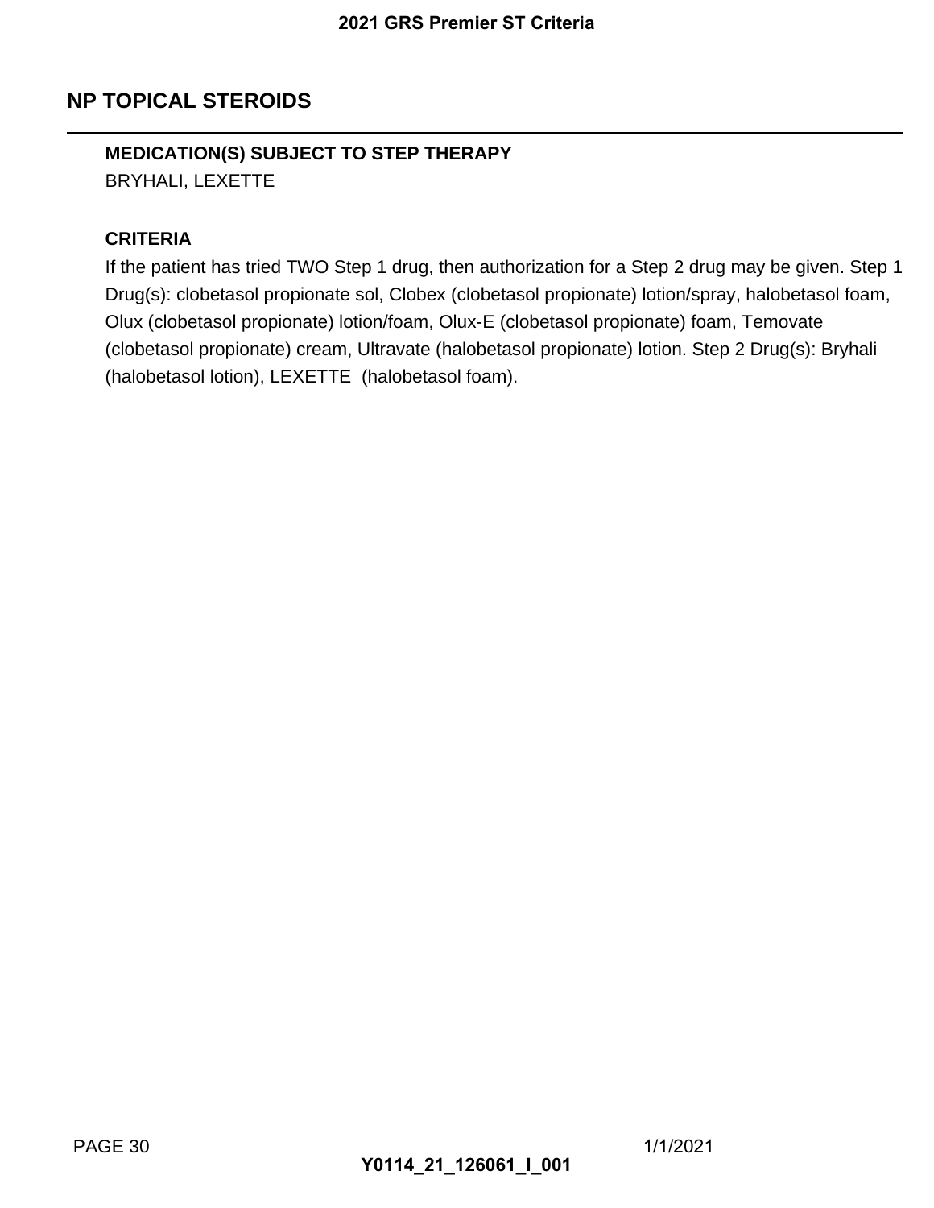## NP TOPICAL STEROIDS

**MEDICATION(S) SUBJECT TO STEP THERAPY**

BRYHALI, LEXETTE

**CRITERIA**

If the patient has tried TWO Step 1 drug, then authorization for a Step 2 drug may be given. Step 1 Drug(s): clobetasol propionate sol, Clobex (clobetasol propionate) lotion/spray, halobetasol foam, Olux (clobetasol propionate) lotion/foam, Olux-E (clobetasol propionate) foam, Temovate (clobetasol propionate) cream, Ultravate (halobetasol propionate) lotion. Step 2 Drug(s): Bryhali (halobetasol lotion), LEXETTE (halobetasol foam).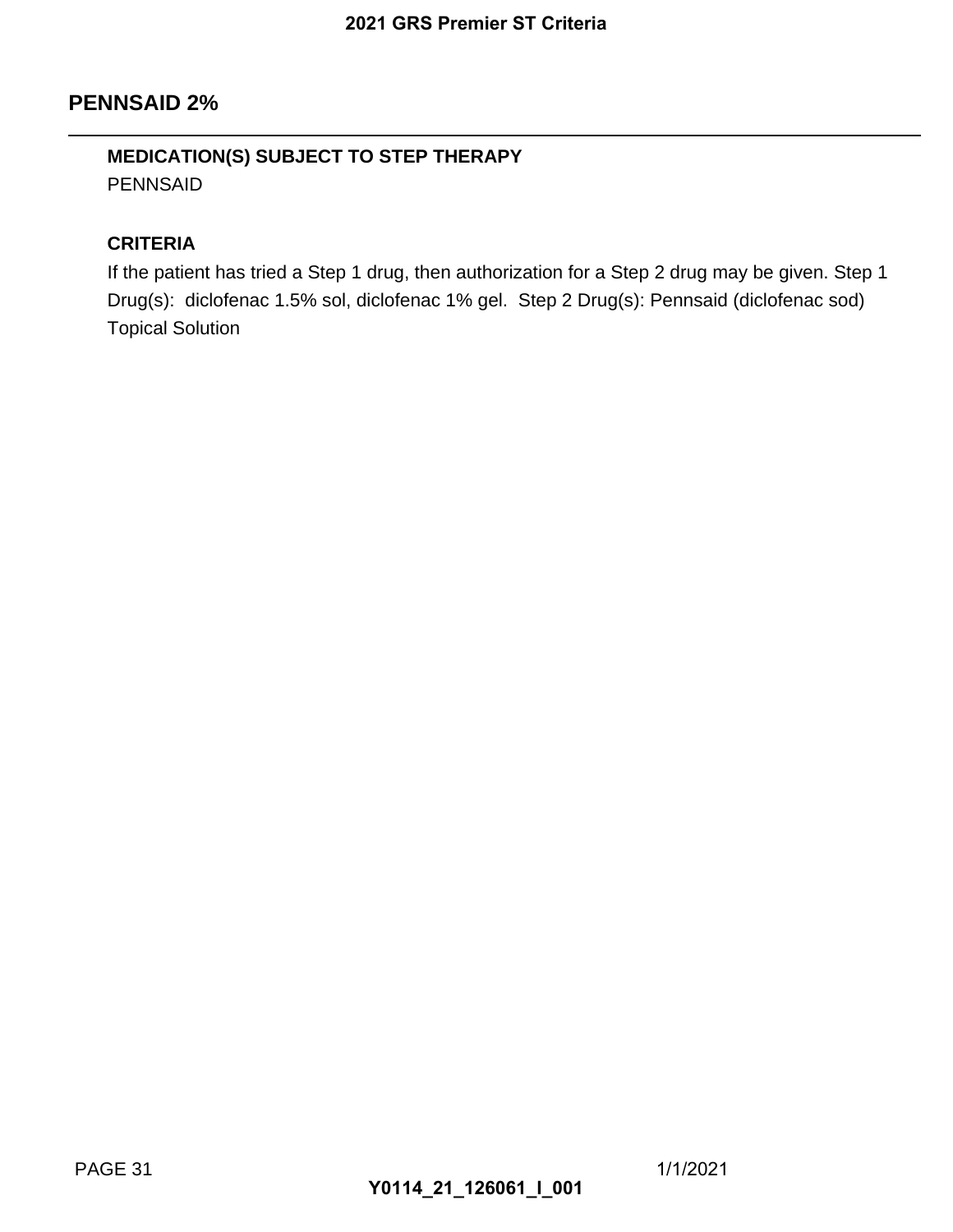## PENNSAID 2%

### MEDICATION(S) SUBJECT TO STEP THERAPY

PENNSAID

### CRITERIA

If the patient has tried a Step 1 drug, then authorization for a Step 2 drug may be given. Step 1 Drug(s): diclofenac 1.5% sol, diclofenac 1% gel. Step 2 Drug(s): Pennsaid (diclofenac sod) Topical Solution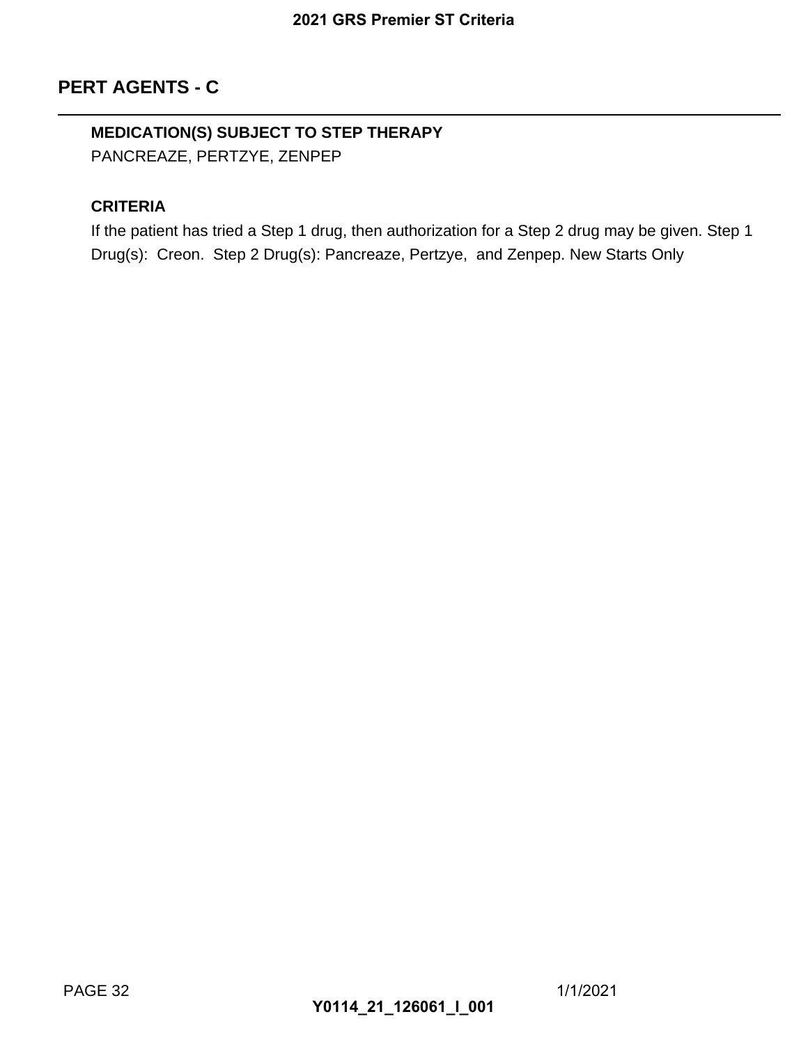## PERT AGENTS - C

**MEDICATION(S) SUBJECT TO STEP THERAPY**

PANCREAZE, PERTZYE, ZENPEP

**CRITERIA**

If the patient has tried a Step 1 drug, then authorization for a Step 2 drug may be given. Step 1 Drug(s): Creon. Step 2 Drug(s): Pancreaze, Pertzye, and Zenpep. New Starts Only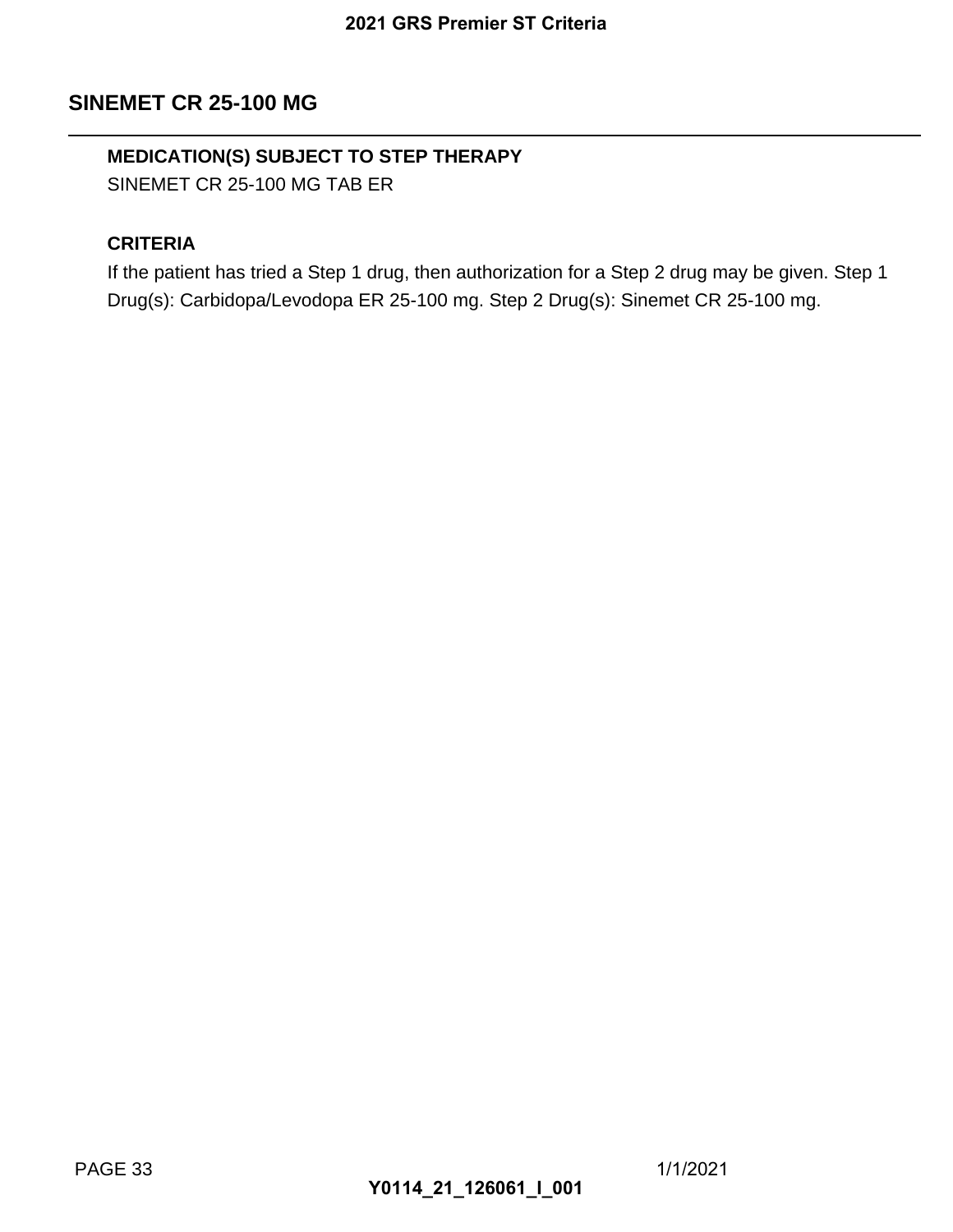## SINEMET CR 25-100 MG

**MEDICATION(S) SUBJECT TO STEP THERAPY**

SINEMET CR 25-100 MG TAB ER

**CRITERIA**

If the patient has tried a Step 1 drug, then authorization for a Step 2 drug may be given. Step 1 Drug(s): Carbidopa/Levodopa ER 25-100 mg. Step 2 Drug(s): Sinemet CR 25-100 mg.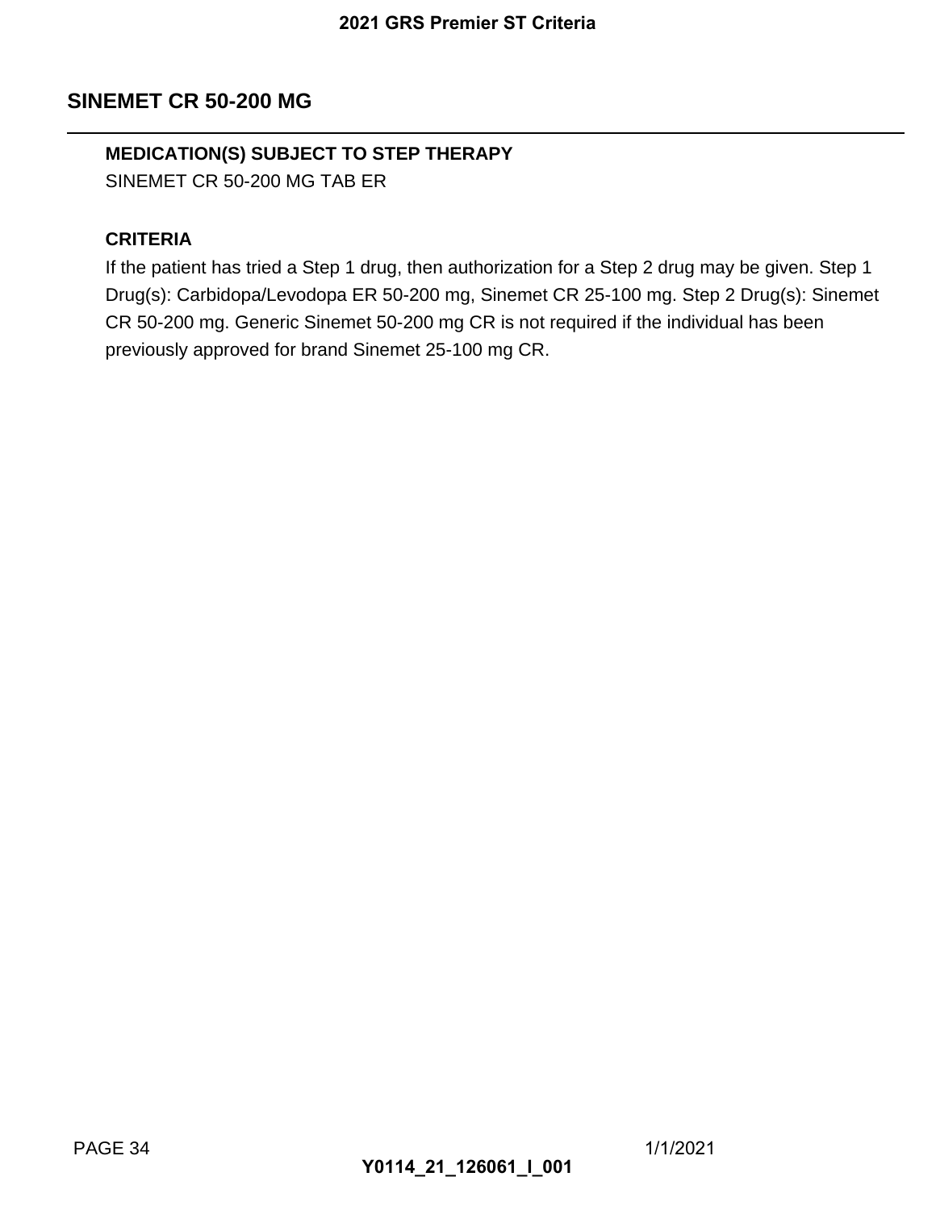## SINEMET CR 50-200 MG

**MEDICATION(S) SUBJECT TO STEP THERAPY**

SINEMET CR 50-200 MG TAB ER

**CRITERIA**

If the patient has tried a Step 1 drug, then authorization for a Step 2 drug may be given. Step 1 Drug(s): Carbidopa/Levodopa ER 50-200 mg, Sinemet CR 25-100 mg. Step 2 Drug(s): Sinemet CR 50-200 mg. Generic Sinemet 50-200 mg CR is not required if the individual has been previously approved for brand Sinemet 25-100 mg CR.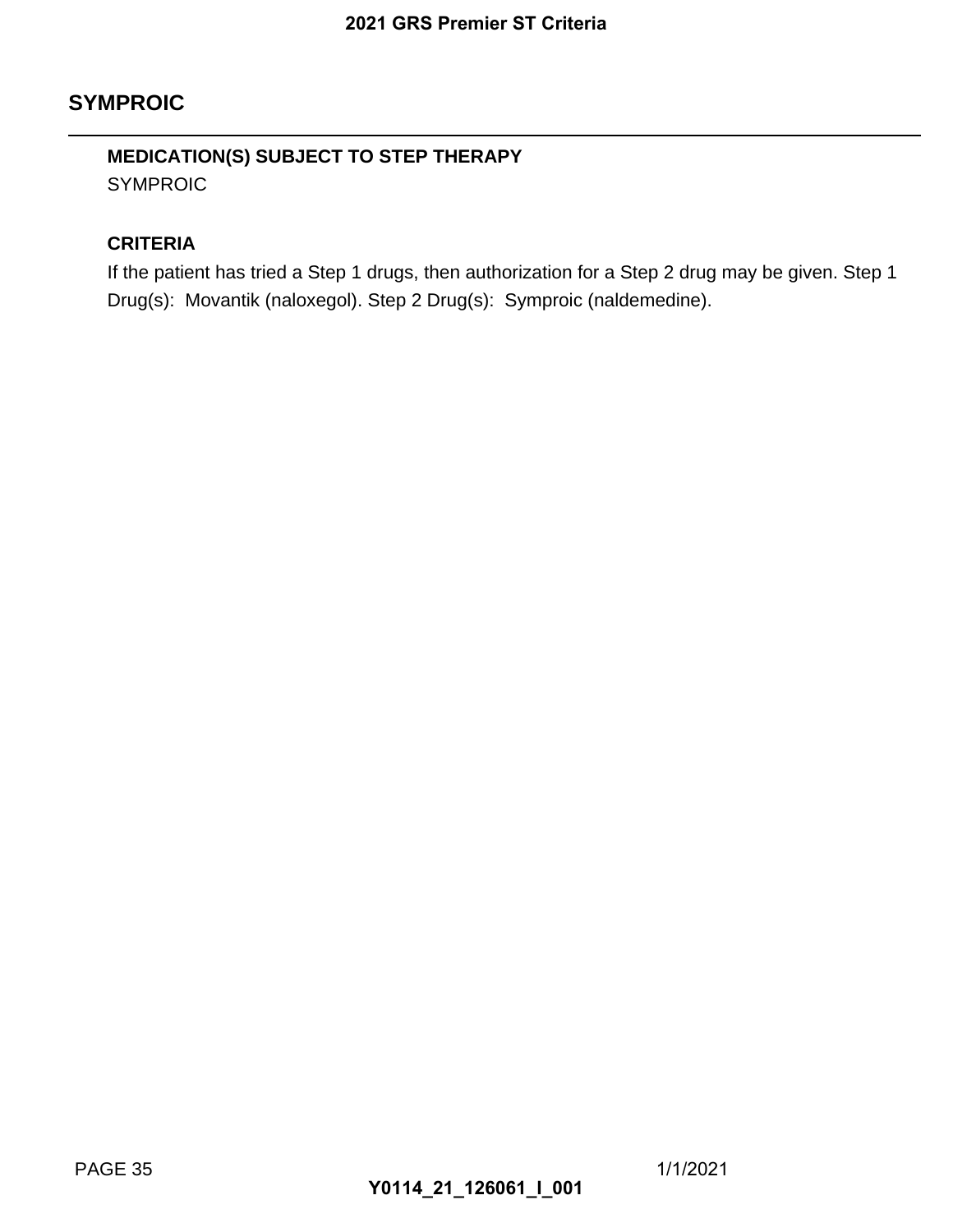## SYMPROIC

**MEDICATION(S) SUBJECT TO STEP THERAPY**

SYMPROIC

**CRITERIA**

If the patient has tried a Step 1 drugs, then authorization for a Step 2 drug may be given. Step 1 Drug(s): Movantik (naloxegol). Step 2 Drug(s): Symproic (naldemedine).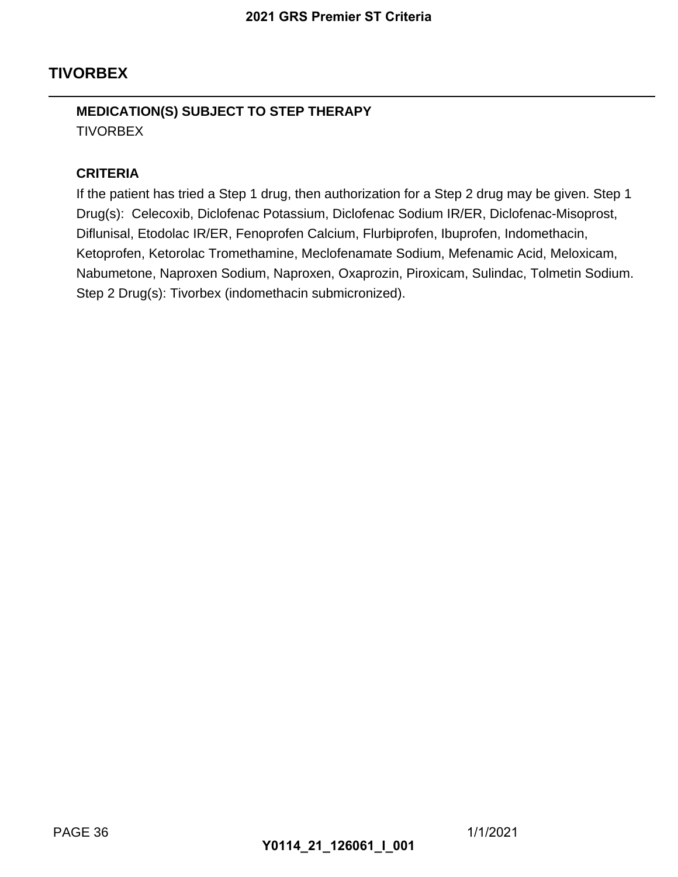## TIVORBEX

**MEDICATION(S) SUBJECT TO STEP THERAPY**

TIVORBEX

**CRITERIA**

If the patient has tried a Step 1 drug, then authorization for a Step 2 drug may be given. Step 1 Drug(s): Celecoxib, Diclofenac Potassium, Diclofenac Sodium IR/ER, Diclofenac-Misoprost, Diflunisal, Etodolac IR/ER, Fenoprofen Calcium, Flurbiprofen, Ibuprofen, Indomethacin, Ketoprofen, Ketorolac Tromethamine, Meclofenamate Sodium, Mefenamic Acid, Meloxicam, Nabumetone, Naproxen Sodium, Naproxen, Oxaprozin, Piroxicam, Sulindac, Tolmetin Sodium. Step 2 Drug(s): Tivorbex (indomethacin submicronized).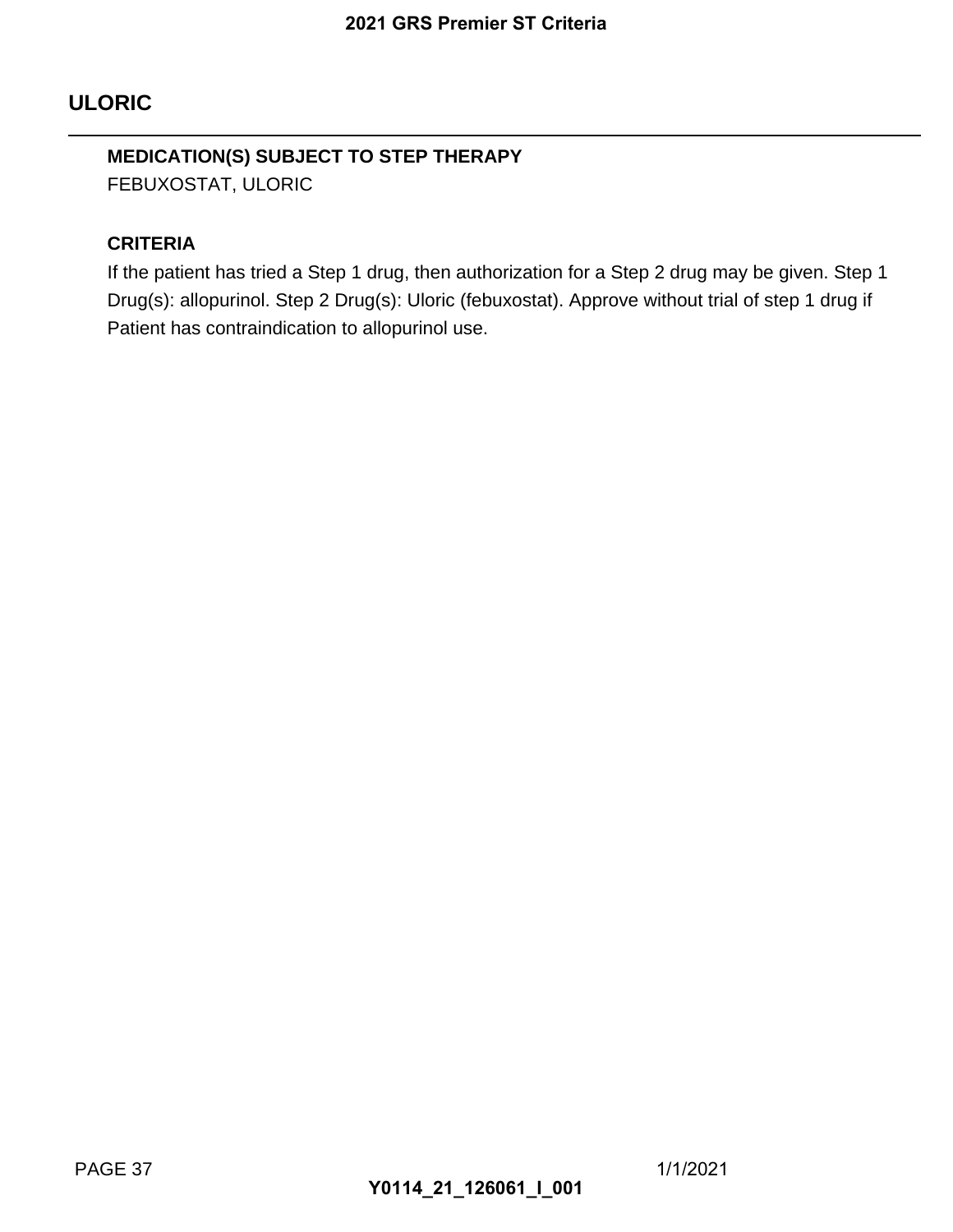## ULORIC

**MEDICATION(S) SUBJECT TO STEP THERAPY**

FEBUXOSTAT, ULORIC

**CRITERIA**

If the patient has tried a Step 1 drug, then authorization for a Step 2 drug may be given. Step 1 Drug(s): allopurinol. Step 2 Drug(s): Uloric (febuxostat). Approve without trial of step 1 drug if Patient has contraindication to allopurinol use.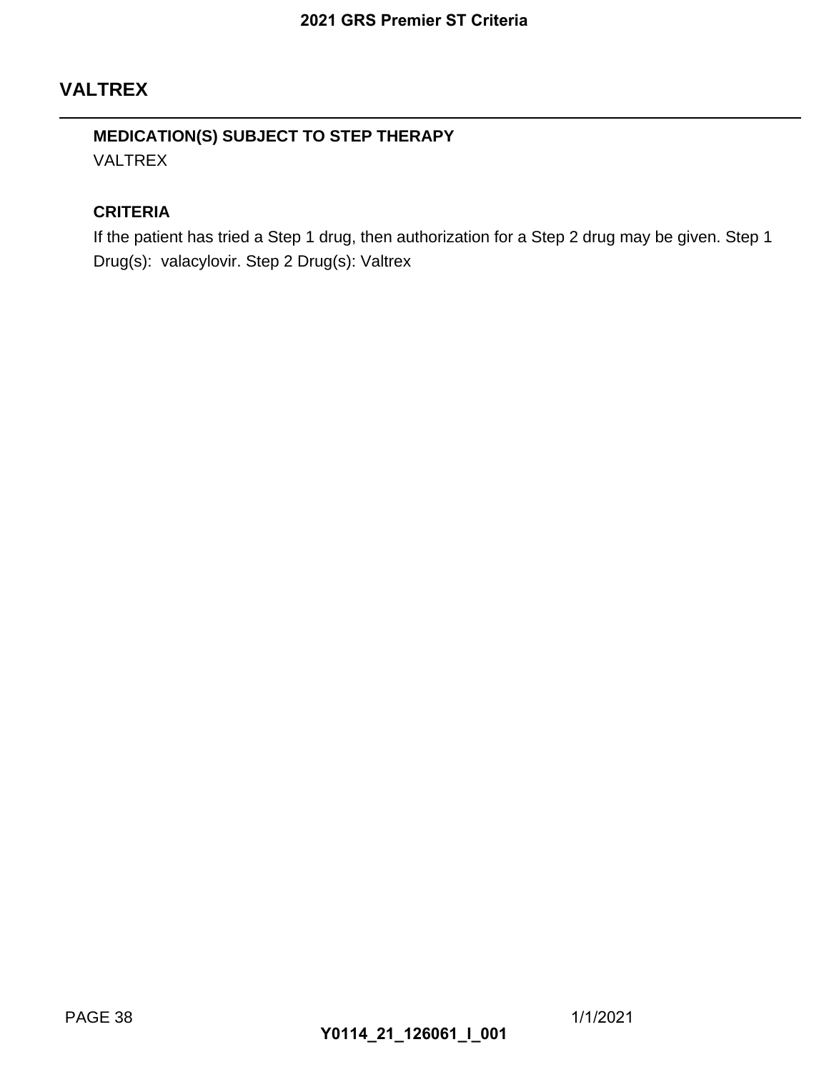## VALTREX

**MEDICATION(S) SUBJECT TO STEP THERAPY**

VALTREX

**CRITERIA**

If the patient has tried a Step 1 drug, then authorization for a Step 2 drug may be given. Step 1 Drug(s): valacylovir. Step 2 Drug(s): Valtrex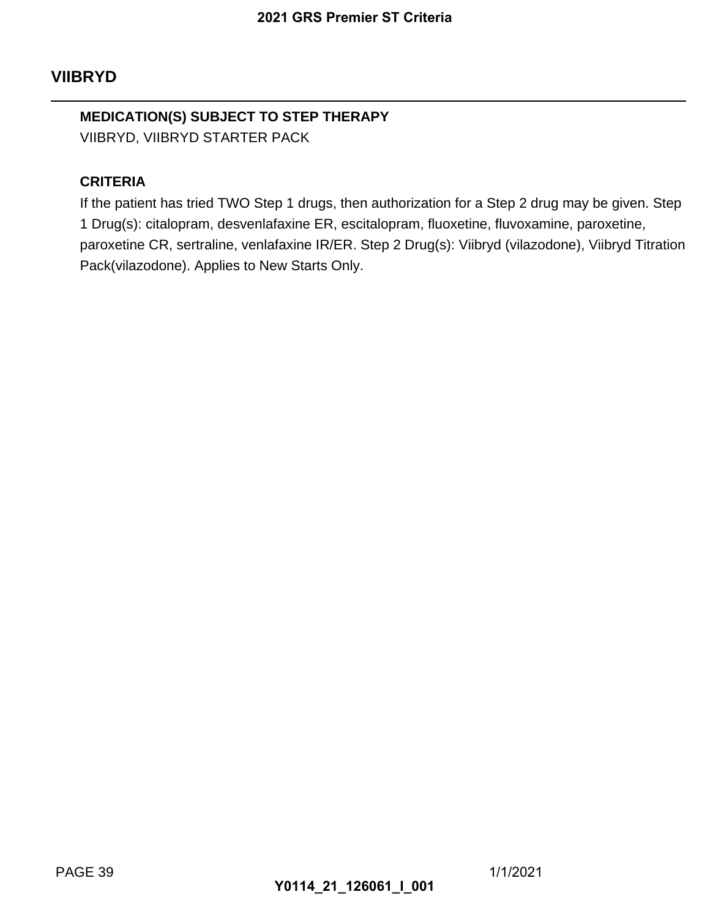## VIIBRYD

**MEDICATION(S) SUBJECT TO STEP THERAPY**

VIIBRYD, VIIBRYD STARTER PACK

**CRITERIA**

If the patient has tried TWO Step 1 drugs, then authorization for a Step 2 drug may be given. Step 1 Drug(s): citalopram, desvenlafaxine ER, escitalopram, fluoxetine, fluvoxamine, paroxetine, paroxetine CR, sertraline, venlafaxine IR/ER. Step 2 Drug(s): Viibryd (vilazodone), Viibryd Titration Pack(vilazodone). Applies to New Starts Only.